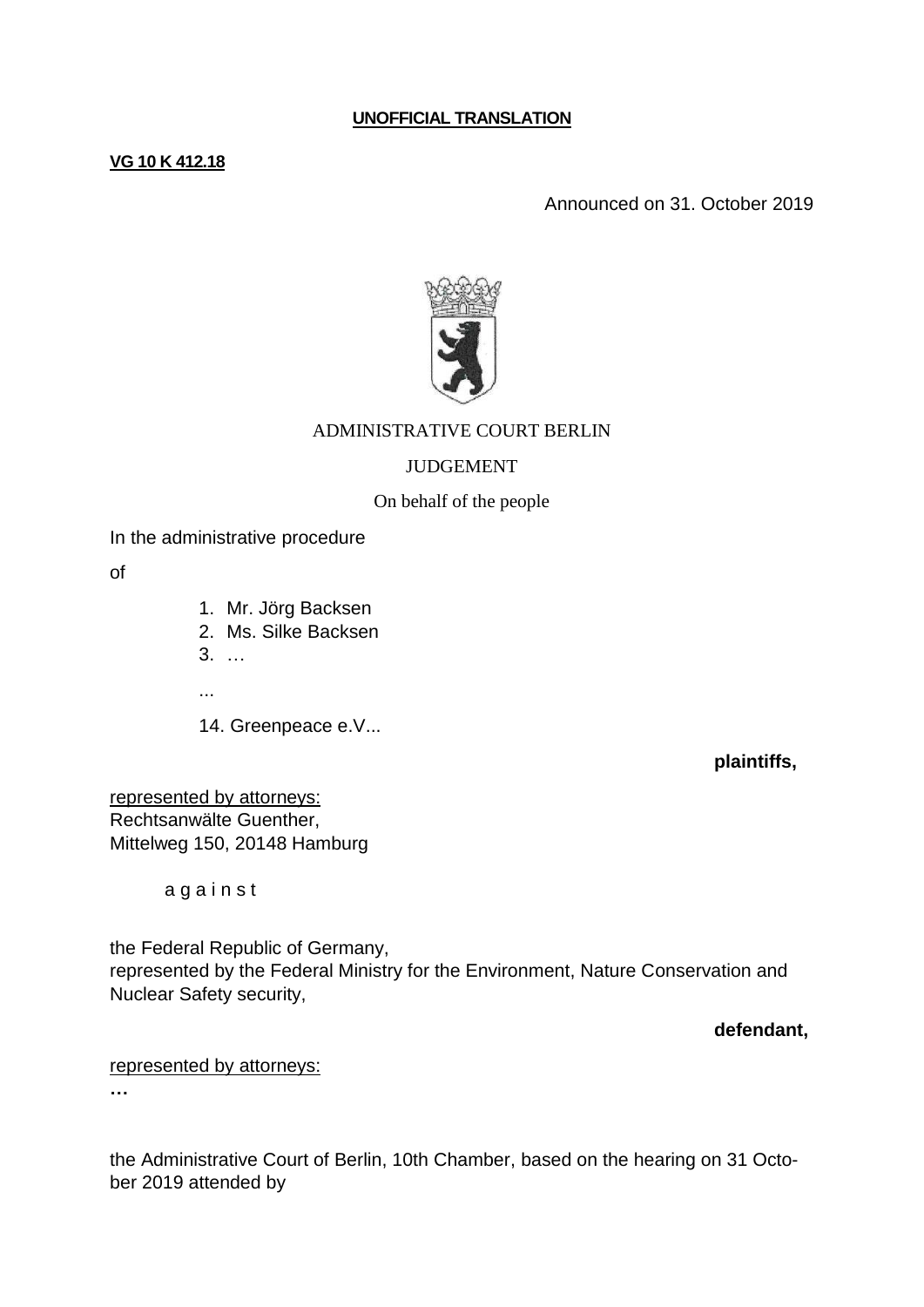**UNOFFICIAL TRANSLATION**

**VG 10 K 412.18**

Announced on 31. October 2019

ADMINISTRATIVE COURT BERLIN

JUDGEMENT

On behalf of the people

In the administrative procedure

of

1. Mr. Jörg Backsen
2. Ms. Silke Backsen
3. …

...

14. Greenpeace e.V...

**plaintiffs,**

represented by attorneys:
Rechtsanwälte Guenther,
Mittelweg 150, 20148 Hamburg

a g a i n s t

the Federal Republic of Germany,
represented by the Federal Ministry for the Environment, Nature Conservation and Nuclear Safety security,

**defendant,**

represented by attorneys:
**…**

the Administrative Court of Berlin, 10th Chamber, based on the hearing on 31 October 2019 attended by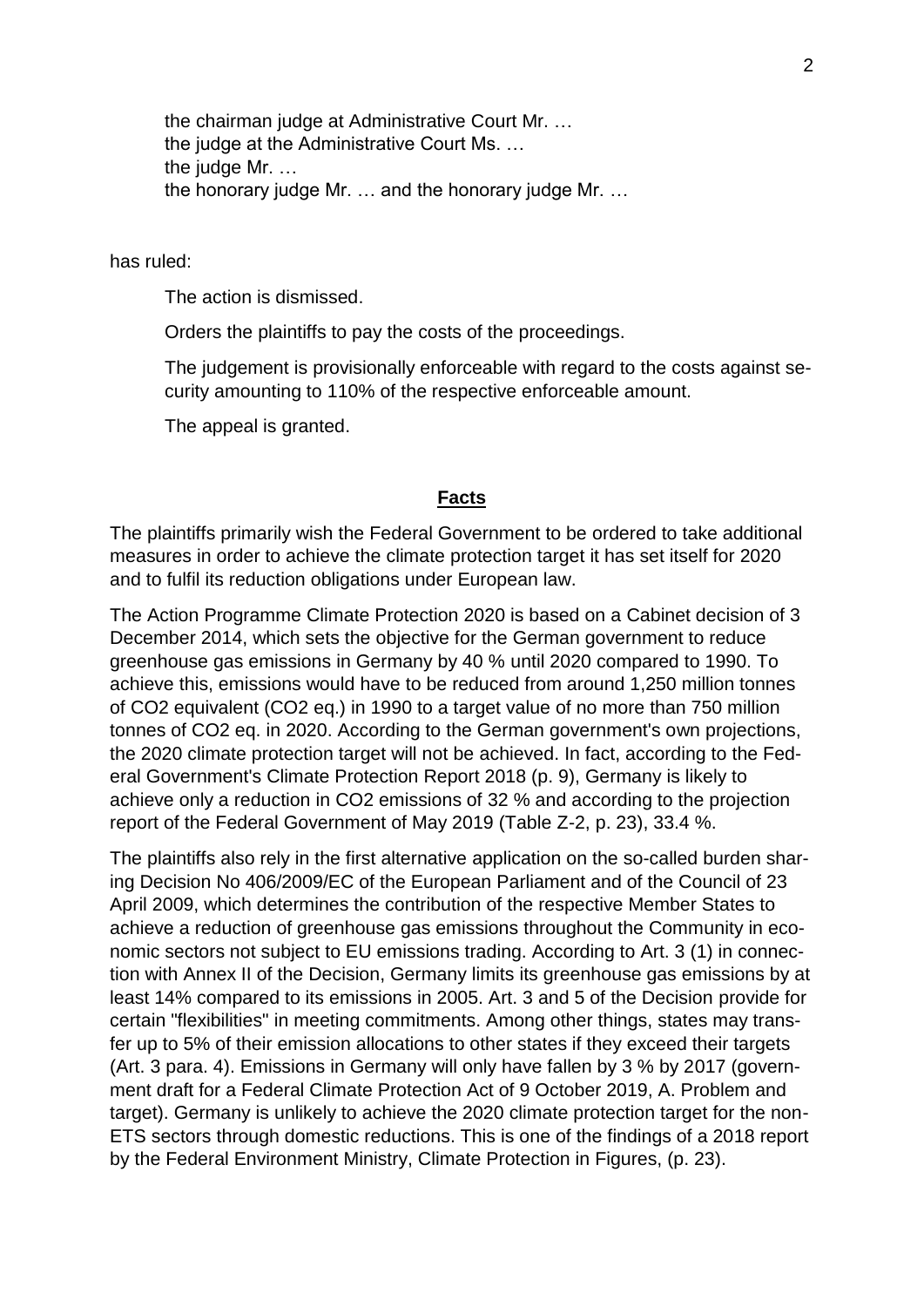the chairman judge at Administrative Court Mr. …
the judge at the Administrative Court Ms. …
the judge Mr. …
the honorary judge Mr. … and the honorary judge Mr. …

has ruled:

The action is dismissed.

Orders the plaintiffs to pay the costs of the proceedings.

The judgement is provisionally enforceable with regard to the costs against security amounting to 110% of the respective enforceable amount.

The appeal is granted.

## Facts

The plaintiffs primarily wish the Federal Government to be ordered to take additional measures in order to achieve the climate protection target it has set itself for 2020 and to fulfil its reduction obligations under European law.

The Action Programme Climate Protection 2020 is based on a Cabinet decision of 3 December 2014, which sets the objective for the German government to reduce greenhouse gas emissions in Germany by 40 % until 2020 compared to 1990. To achieve this, emissions would have to be reduced from around 1,250 million tonnes of $CO_2$ equivalent ($CO_2$ eq.) in 1990 to a target value of no more than 750 million tonnes of $CO_2$ eq. in 2020. According to the German government's own projections, the 2020 climate protection target will not be achieved. In fact, according to the Federal Government's Climate Protection Report 2018 (p. 9), Germany is likely to achieve only a reduction in $CO_2$ emissions of 32 % and according to the projection report of the Federal Government of May 2019 (Table Z-2, p. 23), 33.4 %.

The plaintiffs also rely in the first alternative application on the so-called burden sharing Decision No 406/2009/EC of the European Parliament and of the Council of 23 April 2009, which determines the contribution of the respective Member States to achieve a reduction of greenhouse gas emissions throughout the Community in economic sectors not subject to EU emissions trading. According to Art. 3 (1) in connection with Annex II of the Decision, Germany limits its greenhouse gas emissions by at least 14% compared to its emissions in 2005. Art. 3 and 5 of the Decision provide for certain "flexibilities" in meeting commitments. Among other things, states may transfer up to 5% of their emission allocations to other states if they exceed their targets (Art. 3 para. 4). Emissions in Germany will only have fallen by 3 % by 2017 (government draft for a Federal Climate Protection Act of 9 October 2019, A. Problem and target). Germany is unlikely to achieve the 2020 climate protection target for the non-ETS sectors through domestic reductions. This is one of the findings of a 2018 report by the Federal Environment Ministry, Climate Protection in Figures, (p. 23).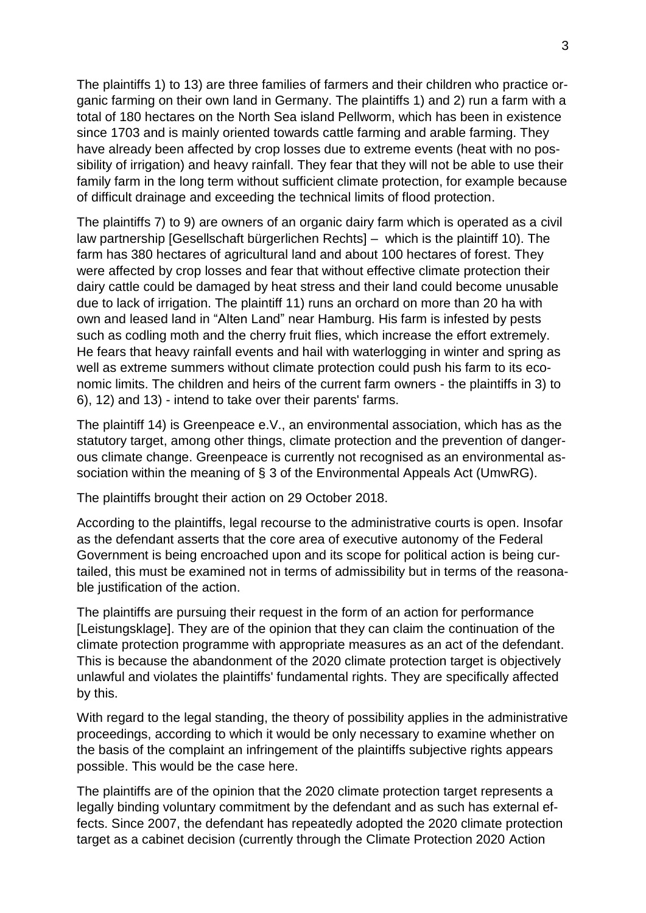The plaintiffs 1) to 13) are three families of farmers and their children who practice organic farming on their own land in Germany. The plaintiffs 1) and 2) run a farm with a total of 180 hectares on the North Sea island Pellworm, which has been in existence since 1703 and is mainly oriented towards cattle farming and arable farming. They have already been affected by crop losses due to extreme events (heat with no possibility of irrigation) and heavy rainfall. They fear that they will not be able to use their family farm in the long term without sufficient climate protection, for example because of difficult drainage and exceeding the technical limits of flood protection.

The plaintiffs 7) to 9) are owners of an organic dairy farm which is operated as a civil law partnership [Gesellschaft bürgerlichen Rechts] – which is the plaintiff 10). The farm has 380 hectares of agricultural land and about 100 hectares of forest. They were affected by crop losses and fear that without effective climate protection their dairy cattle could be damaged by heat stress and their land could become unusable due to lack of irrigation. The plaintiff 11) runs an orchard on more than 20 ha with own and leased land in "Alten Land" near Hamburg. His farm is infested by pests such as codling moth and the cherry fruit flies, which increase the effort extremely. He fears that heavy rainfall events and hail with waterlogging in winter and spring as well as extreme summers without climate protection could push his farm to its economic limits. The children and heirs of the current farm owners - the plaintiffs in 3) to 6), 12) and 13) - intend to take over their parents' farms.

The plaintiff 14) is Greenpeace e.V., an environmental association, which has as the statutory target, among other things, climate protection and the prevention of dangerous climate change. Greenpeace is currently not recognised as an environmental association within the meaning of § 3 of the Environmental Appeals Act (UmwRG).

The plaintiffs brought their action on 29 October 2018.

According to the plaintiffs, legal recourse to the administrative courts is open. Insofar as the defendant asserts that the core area of executive autonomy of the Federal Government is being encroached upon and its scope for political action is being curtailed, this must be examined not in terms of admissibility but in terms of the reasonable justification of the action.

The plaintiffs are pursuing their request in the form of an action for performance [Leistungsklage]. They are of the opinion that they can claim the continuation of the climate protection programme with appropriate measures as an act of the defendant. This is because the abandonment of the 2020 climate protection target is objectively unlawful and violates the plaintiffs' fundamental rights. They are specifically affected by this.

With regard to the legal standing, the theory of possibility applies in the administrative proceedings, according to which it would be only necessary to examine whether on the basis of the complaint an infringement of the plaintiffs subjective rights appears possible. This would be the case here.

The plaintiffs are of the opinion that the 2020 climate protection target represents a legally binding voluntary commitment by the defendant and as such has external effects. Since 2007, the defendant has repeatedly adopted the 2020 climate protection target as a cabinet decision (currently through the Climate Protection 2020 Action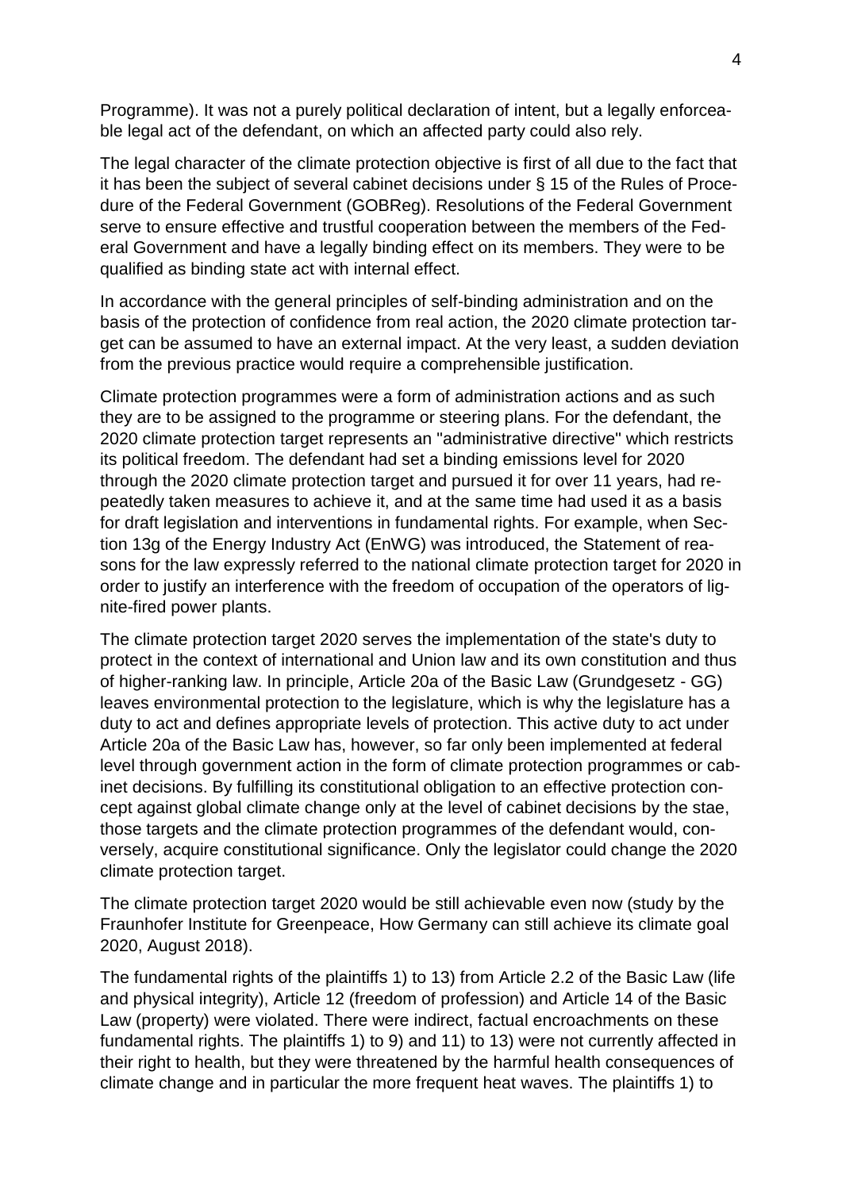Programme). It was not a purely political declaration of intent, but a legally enforceable legal act of the defendant, on which an affected party could also rely.

The legal character of the climate protection objective is first of all due to the fact that it has been the subject of several cabinet decisions under § 15 of the Rules of Procedure of the Federal Government (GOBReg). Resolutions of the Federal Government serve to ensure effective and trustful cooperation between the members of the Federal Government and have a legally binding effect on its members. They were to be qualified as binding state act with internal effect.

In accordance with the general principles of self-binding administration and on the basis of the protection of confidence from real action, the 2020 climate protection target can be assumed to have an external impact. At the very least, a sudden deviation from the previous practice would require a comprehensible justification.

Climate protection programmes were a form of administration actions and as such they are to be assigned to the programme or steering plans. For the defendant, the 2020 climate protection target represents an "administrative directive" which restricts its political freedom. The defendant had set a binding emissions level for 2020 through the 2020 climate protection target and pursued it for over 11 years, had repeatedly taken measures to achieve it, and at the same time had used it as a basis for draft legislation and interventions in fundamental rights. For example, when Section 13g of the Energy Industry Act (EnWG) was introduced, the Statement of reasons for the law expressly referred to the national climate protection target for 2020 in order to justify an interference with the freedom of occupation of the operators of lignite-fired power plants.

The climate protection target 2020 serves the implementation of the state's duty to protect in the context of international and Union law and its own constitution and thus of higher-ranking law. In principle, Article 20a of the Basic Law (Grundgesetz - GG) leaves environmental protection to the legislature, which is why the legislature has a duty to act and defines appropriate levels of protection. This active duty to act under Article 20a of the Basic Law has, however, so far only been implemented at federal level through government action in the form of climate protection programmes or cabinet decisions. By fulfilling its constitutional obligation to an effective protection concept against global climate change only at the level of cabinet decisions by the stae, those targets and the climate protection programmes of the defendant would, conversely, acquire constitutional significance. Only the legislator could change the 2020 climate protection target.

The climate protection target 2020 would be still achievable even now (study by the Fraunhofer Institute for Greenpeace, How Germany can still achieve its climate goal 2020, August 2018).

The fundamental rights of the plaintiffs 1) to 13) from Article 2.2 of the Basic Law (life and physical integrity), Article 12 (freedom of profession) and Article 14 of the Basic Law (property) were violated. There were indirect, factual encroachments on these fundamental rights. The plaintiffs 1) to 9) and 11) to 13) were not currently affected in their right to health, but they were threatened by the harmful health consequences of climate change and in particular the more frequent heat waves. The plaintiffs 1) to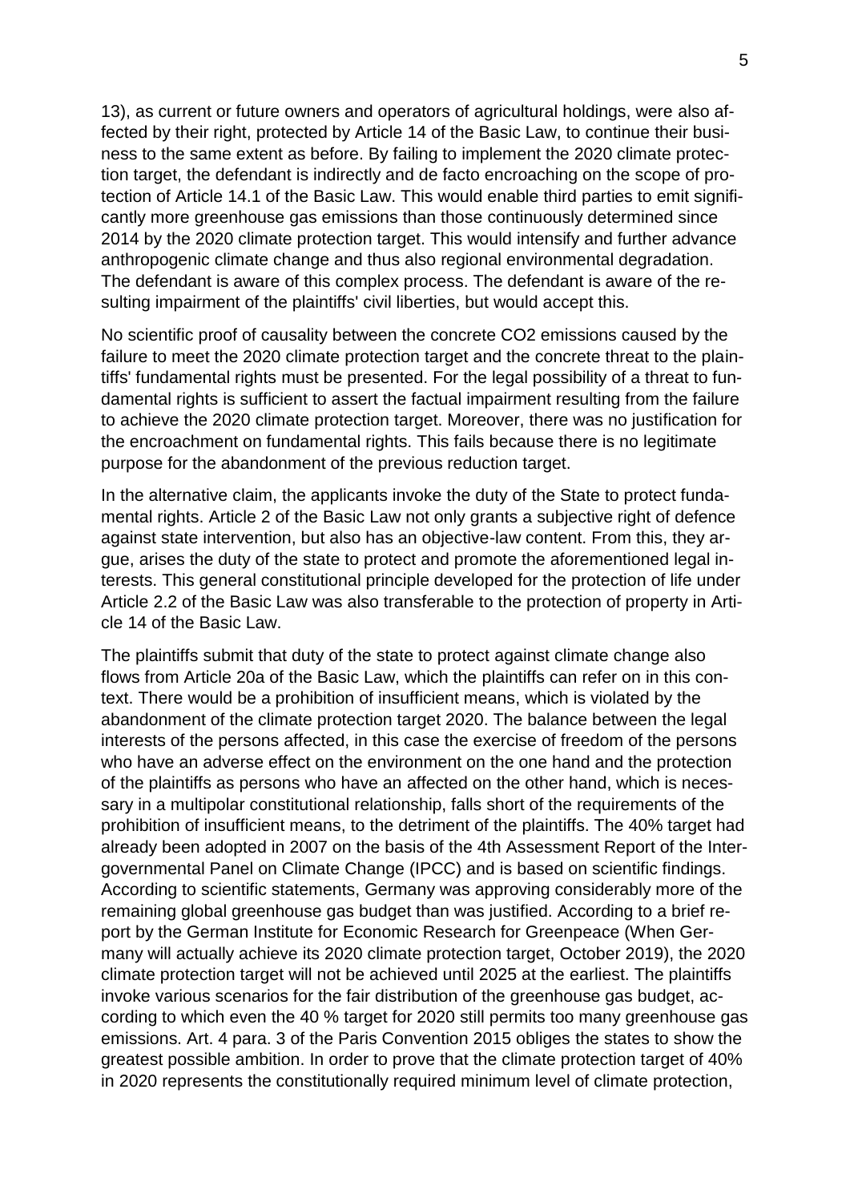13), as current or future owners and operators of agricultural holdings, were also affected by their right, protected by Article 14 of the Basic Law, to continue their business to the same extent as before. By failing to implement the 2020 climate protection target, the defendant is indirectly and de facto encroaching on the scope of protection of Article 14.1 of the Basic Law. This would enable third parties to emit significantly more greenhouse gas emissions than those continuously determined since 2014 by the 2020 climate protection target. This would intensify and further advance anthropogenic climate change and thus also regional environmental degradation. The defendant is aware of this complex process. The defendant is aware of the resulting impairment of the plaintiffs' civil liberties, but would accept this.

No scientific proof of causality between the concrete $CO_2$ emissions caused by the failure to meet the 2020 climate protection target and the concrete threat to the plaintiffs' fundamental rights must be presented. For the legal possibility of a threat to fundamental rights is sufficient to assert the factual impairment resulting from the failure to achieve the 2020 climate protection target. Moreover, there was no justification for the encroachment on fundamental rights. This fails because there is no legitimate purpose for the abandonment of the previous reduction target.

In the alternative claim, the applicants invoke the duty of the State to protect fundamental rights. Article 2 of the Basic Law not only grants a subjective right of defence against state intervention, but also has an objective-law content. From this, they argue, arises the duty of the state to protect and promote the aforementioned legal interests. This general constitutional principle developed for the protection of life under Article 2.2 of the Basic Law was also transferable to the protection of property in Article 14 of the Basic Law.

The plaintiffs submit that duty of the state to protect against climate change also flows from Article 20a of the Basic Law, which the plaintiffs can refer on in this context. There would be a prohibition of insufficient means, which is violated by the abandonment of the climate protection target 2020. The balance between the legal interests of the persons affected, in this case the exercise of freedom of the persons who have an adverse effect on the environment on the one hand and the protection of the plaintiffs as persons who have an affected on the other hand, which is necessary in a multipolar constitutional relationship, falls short of the requirements of the prohibition of insufficient means, to the detriment of the plaintiffs. The 40% target had already been adopted in 2007 on the basis of the 4th Assessment Report of the Intergovernmental Panel on Climate Change (IPCC) and is based on scientific findings. According to scientific statements, Germany was approving considerably more of the remaining global greenhouse gas budget than was justified. According to a brief report by the German Institute for Economic Research for Greenpeace (When Germany will actually achieve its 2020 climate protection target, October 2019), the 2020 climate protection target will not be achieved until 2025 at the earliest. The plaintiffs invoke various scenarios for the fair distribution of the greenhouse gas budget, according to which even the 40 % target for 2020 still permits too many greenhouse gas emissions. Art. 4 para. 3 of the Paris Convention 2015 obliges the states to show the greatest possible ambition. In order to prove that the climate protection target of 40% in 2020 represents the constitutionally required minimum level of climate protection,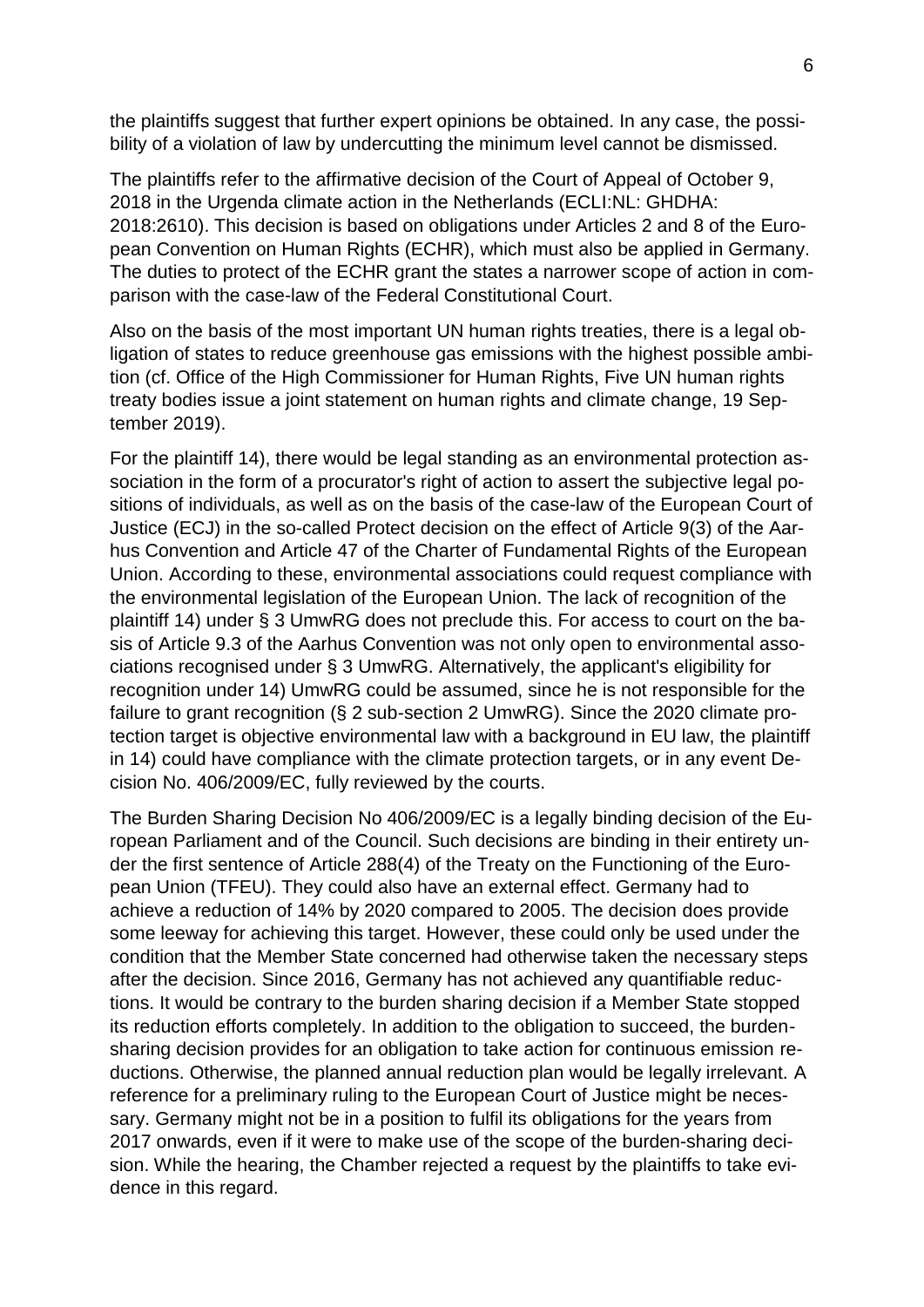the plaintiffs suggest that further expert opinions be obtained. In any case, the possibility of a violation of law by undercutting the minimum level cannot be dismissed.

The plaintiffs refer to the affirmative decision of the Court of Appeal of October 9, 2018 in the Urgenda climate action in the Netherlands (ECLI:NL: GHDHA: 2018:2610). This decision is based on obligations under Articles 2 and 8 of the European Convention on Human Rights (ECHR), which must also be applied in Germany. The duties to protect of the ECHR grant the states a narrower scope of action in comparison with the case-law of the Federal Constitutional Court.

Also on the basis of the most important UN human rights treaties, there is a legal obligation of states to reduce greenhouse gas emissions with the highest possible ambition (cf. Office of the High Commissioner for Human Rights, Five UN human rights treaty bodies issue a joint statement on human rights and climate change, 19 September 2019).

For the plaintiff 14), there would be legal standing as an environmental protection association in the form of a procurator's right of action to assert the subjective legal positions of individuals, as well as on the basis of the case-law of the European Court of Justice (ECJ) in the so-called Protect decision on the effect of Article 9(3) of the Aarhus Convention and Article 47 of the Charter of Fundamental Rights of the European Union. According to these, environmental associations could request compliance with the environmental legislation of the European Union. The lack of recognition of the plaintiff 14) under § 3 UmwRG does not preclude this. For access to court on the basis of Article 9.3 of the Aarhus Convention was not only open to environmental associations recognised under § 3 UmwRG. Alternatively, the applicant's eligibility for recognition under 14) UmwRG could be assumed, since he is not responsible for the failure to grant recognition (§ 2 sub-section 2 UmwRG). Since the 2020 climate protection target is objective environmental law with a background in EU law, the plaintiff in 14) could have compliance with the climate protection targets, or in any event Decision No. 406/2009/EC, fully reviewed by the courts.

The Burden Sharing Decision No 406/2009/EC is a legally binding decision of the European Parliament and of the Council. Such decisions are binding in their entirety under the first sentence of Article 288(4) of the Treaty on the Functioning of the European Union (TFEU). They could also have an external effect. Germany had to achieve a reduction of 14% by 2020 compared to 2005. The decision does provide some leeway for achieving this target. However, these could only be used under the condition that the Member State concerned had otherwise taken the necessary steps after the decision. Since 2016, Germany has not achieved any quantifiable reductions. It would be contrary to the burden sharing decision if a Member State stopped its reduction efforts completely. In addition to the obligation to succeed, the burden-sharing decision provides for an obligation to take action for continuous emission reductions. Otherwise, the planned annual reduction plan would be legally irrelevant. A reference for a preliminary ruling to the European Court of Justice might be necessary. Germany might not be in a position to fulfil its obligations for the years from 2017 onwards, even if it were to make use of the scope of the burden-sharing decision. While the hearing, the Chamber rejected a request by the plaintiffs to take evidence in this regard.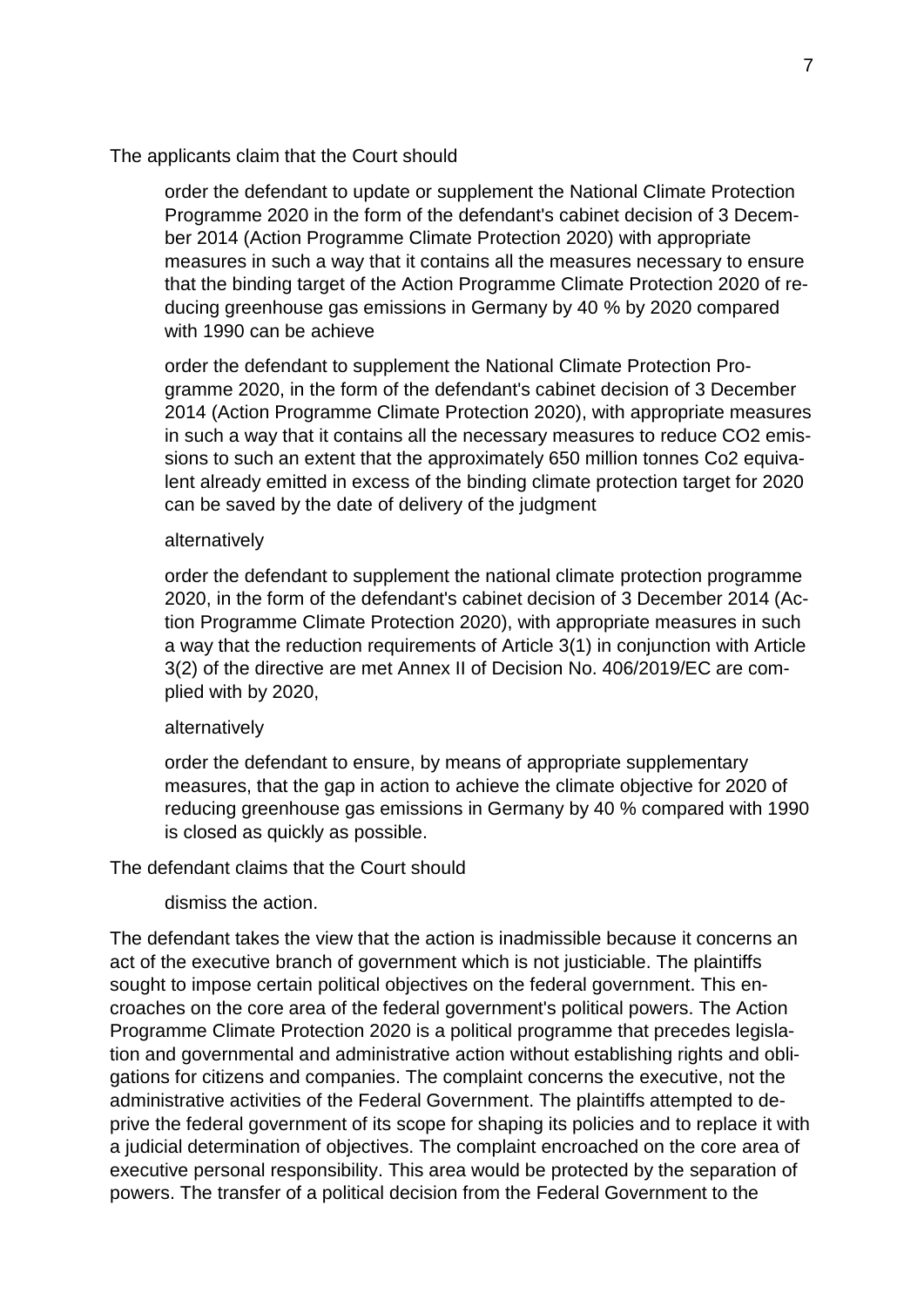The applicants claim that the Court should

> order the defendant to update or supplement the National Climate Protection Programme 2020 in the form of the defendant's cabinet decision of 3 December 2014 (Action Programme Climate Protection 2020) with appropriate measures in such a way that it contains all the measures necessary to ensure that the binding target of the Action Programme Climate Protection 2020 of reducing greenhouse gas emissions in Germany by 40 % by 2020 compared with 1990 can be achieve
>
> order the defendant to supplement the National Climate Protection Programme 2020, in the form of the defendant's cabinet decision of 3 December 2014 (Action Programme Climate Protection 2020), with appropriate measures in such a way that it contains all the necessary measures to reduce CO2 emissions to such an extent that the approximately 650 million tonnes Co2 equivalent already emitted in excess of the binding climate protection target for 2020 can be saved by the date of delivery of the judgment
>
> alternatively
>
> order the defendant to supplement the national climate protection programme 2020, in the form of the defendant's cabinet decision of 3 December 2014 (Action Programme Climate Protection 2020), with appropriate measures in such a way that the reduction requirements of Article 3(1) in conjunction with Article 3(2) of the directive are met Annex II of Decision No. 406/2019/EC are complied with by 2020,
>
> alternatively
>
> order the defendant to ensure, by means of appropriate supplementary measures, that the gap in action to achieve the climate objective for 2020 of reducing greenhouse gas emissions in Germany by 40 % compared with 1990 is closed as quickly as possible.

The defendant claims that the Court should

> dismiss the action.

The defendant takes the view that the action is inadmissible because it concerns an act of the executive branch of government which is not justiciable. The plaintiffs sought to impose certain political objectives on the federal government. This encroaches on the core area of the federal government's political powers. The Action Programme Climate Protection 2020 is a political programme that precedes legislation and governmental and administrative action without establishing rights and obligations for citizens and companies. The complaint concerns the executive, not the administrative activities of the Federal Government. The plaintiffs attempted to deprive the federal government of its scope for shaping its policies and to replace it with a judicial determination of objectives. The complaint encroached on the core area of executive personal responsibility. This area would be protected by the separation of powers. The transfer of a political decision from the Federal Government to the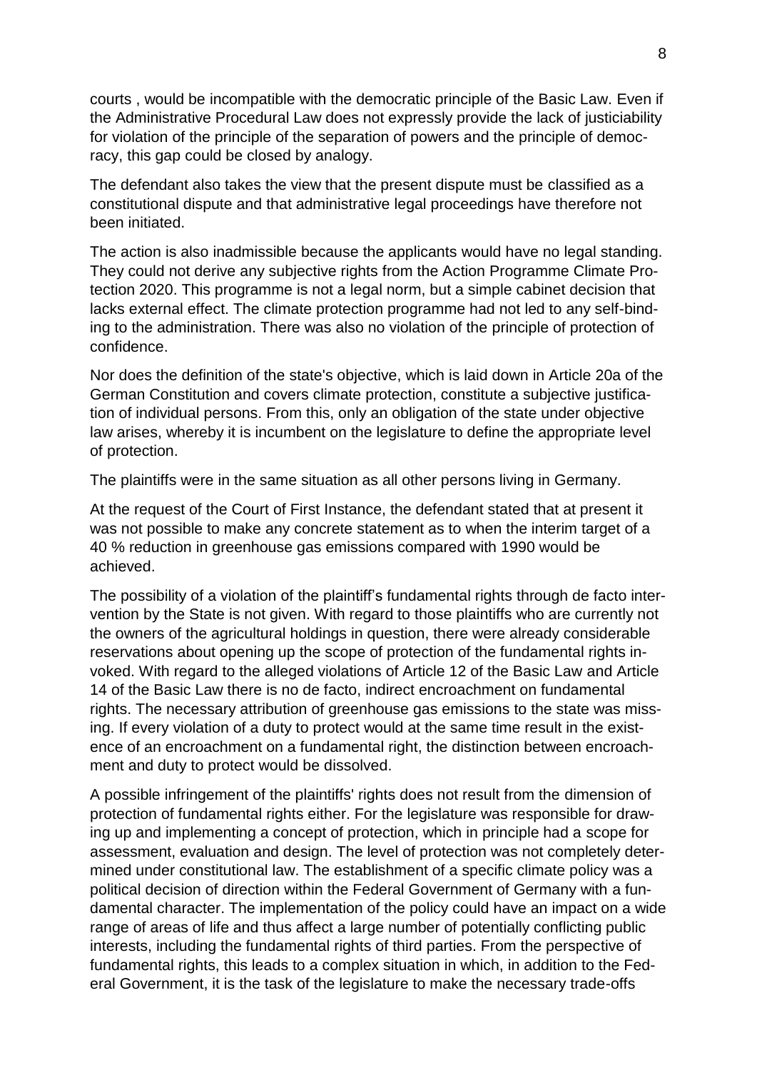courts , would be incompatible with the democratic principle of the Basic Law. Even if the Administrative Procedural Law does not expressly provide the lack of justiciability for violation of the principle of the separation of powers and the principle of democracy, this gap could be closed by analogy.

The defendant also takes the view that the present dispute must be classified as a constitutional dispute and that administrative legal proceedings have therefore not been initiated.

The action is also inadmissible because the applicants would have no legal standing. They could not derive any subjective rights from the Action Programme Climate Protection 2020. This programme is not a legal norm, but a simple cabinet decision that lacks external effect. The climate protection programme had not led to any self-binding to the administration. There was also no violation of the principle of protection of confidence.

Nor does the definition of the state's objective, which is laid down in Article 20a of the German Constitution and covers climate protection, constitute a subjective justification of individual persons. From this, only an obligation of the state under objective law arises, whereby it is incumbent on the legislature to define the appropriate level of protection.

The plaintiffs were in the same situation as all other persons living in Germany.

At the request of the Court of First Instance, the defendant stated that at present it was not possible to make any concrete statement as to when the interim target of a 40 % reduction in greenhouse gas emissions compared with 1990 would be achieved.

The possibility of a violation of the plaintiff's fundamental rights through de facto intervention by the State is not given. With regard to those plaintiffs who are currently not the owners of the agricultural holdings in question, there were already considerable reservations about opening up the scope of protection of the fundamental rights invoked. With regard to the alleged violations of Article 12 of the Basic Law and Article 14 of the Basic Law there is no de facto, indirect encroachment on fundamental rights. The necessary attribution of greenhouse gas emissions to the state was missing. If every violation of a duty to protect would at the same time result in the existence of an encroachment on a fundamental right, the distinction between encroachment and duty to protect would be dissolved.

A possible infringement of the plaintiffs' rights does not result from the dimension of protection of fundamental rights either. For the legislature was responsible for drawing up and implementing a concept of protection, which in principle had a scope for assessment, evaluation and design. The level of protection was not completely determined under constitutional law. The establishment of a specific climate policy was a political decision of direction within the Federal Government of Germany with a fundamental character. The implementation of the policy could have an impact on a wide range of areas of life and thus affect a large number of potentially conflicting public interests, including the fundamental rights of third parties. From the perspective of fundamental rights, this leads to a complex situation in which, in addition to the Federal Government, it is the task of the legislature to make the necessary trade-offs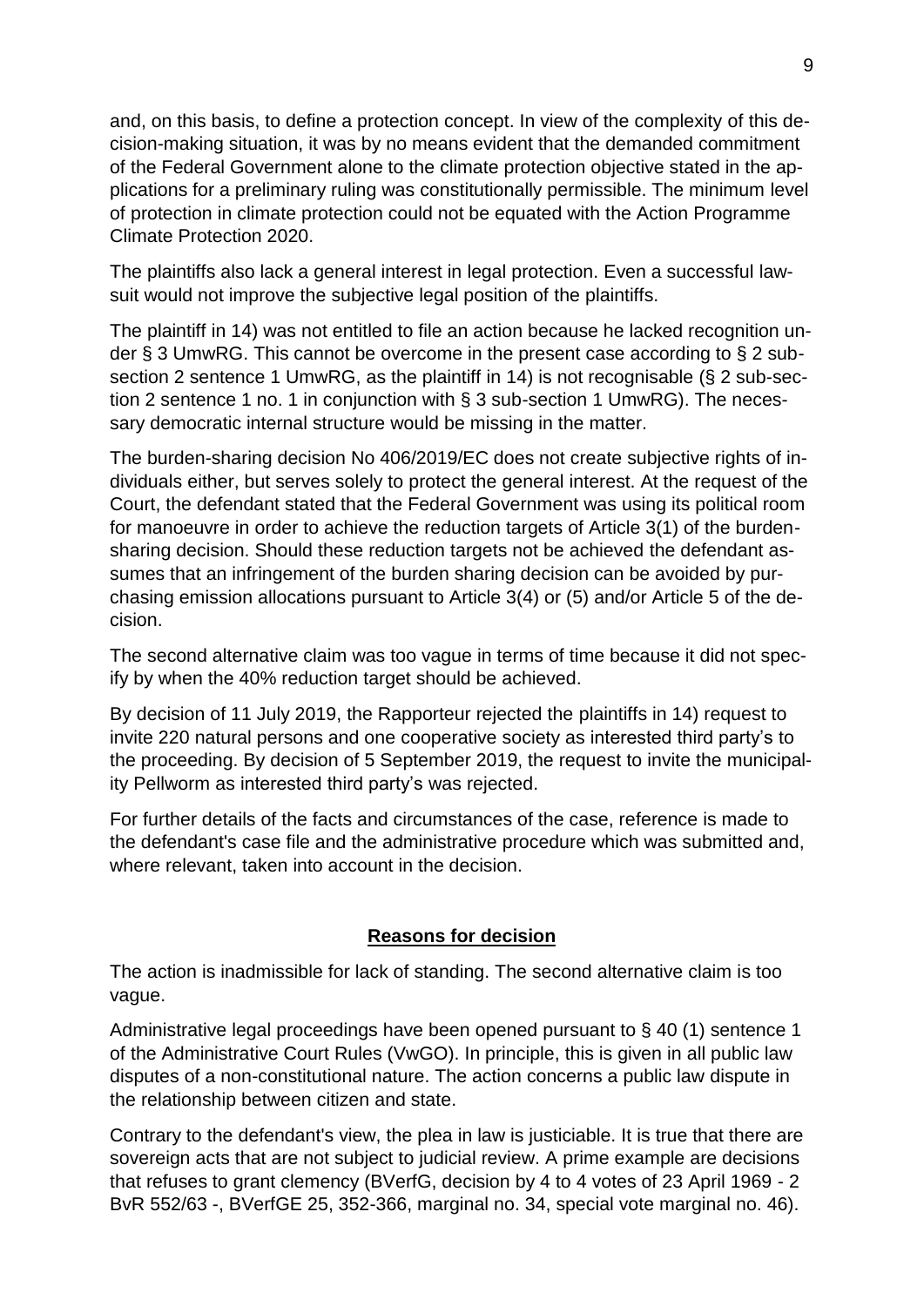and, on this basis, to define a protection concept. In view of the complexity of this decision-making situation, it was by no means evident that the demanded commitment of the Federal Government alone to the climate protection objective stated in the applications for a preliminary ruling was constitutionally permissible. The minimum level of protection in climate protection could not be equated with the Action Programme Climate Protection 2020.

The plaintiffs also lack a general interest in legal protection. Even a successful lawsuit would not improve the subjective legal position of the plaintiffs.

The plaintiff in 14) was not entitled to file an action because he lacked recognition under § 3 UmwRG. This cannot be overcome in the present case according to § 2 subsection 2 sentence 1 UmwRG, as the plaintiff in 14) is not recognisable (§ 2 sub-section 2 sentence 1 no. 1 in conjunction with § 3 sub-section 1 UmwRG). The necessary democratic internal structure would be missing in the matter.

The burden-sharing decision No 406/2019/EC does not create subjective rights of individuals either, but serves solely to protect the general interest. At the request of the Court, the defendant stated that the Federal Government was using its political room for manoeuvre in order to achieve the reduction targets of Article 3(1) of the burden-sharing decision. Should these reduction targets not be achieved the defendant assumes that an infringement of the burden sharing decision can be avoided by purchasing emission allocations pursuant to Article 3(4) or (5) and/or Article 5 of the decision.

The second alternative claim was too vague in terms of time because it did not specify by when the 40% reduction target should be achieved.

By decision of 11 July 2019, the Rapporteur rejected the plaintiffs in 14) request to invite 220 natural persons and one cooperative society as interested third party's to the proceeding. By decision of 5 September 2019, the request to invite the municipality Pellworm as interested third party's was rejected.

For further details of the facts and circumstances of the case, reference is made to the defendant's case file and the administrative procedure which was submitted and, where relevant, taken into account in the decision.

## Reasons for decision

The action is inadmissible for lack of standing. The second alternative claim is too vague.

Administrative legal proceedings have been opened pursuant to § 40 (1) sentence 1 of the Administrative Court Rules (VwGO). In principle, this is given in all public law disputes of a non-constitutional nature. The action concerns a public law dispute in the relationship between citizen and state.

Contrary to the defendant's view, the plea in law is justiciable. It is true that there are sovereign acts that are not subject to judicial review. A prime example are decisions that refuses to grant clemency (BVerfG, decision by 4 to 4 votes of 23 April 1969 - 2 BvR 552/63 -, BVerfGE 25, 352-366, marginal no. 34, special vote marginal no. 46).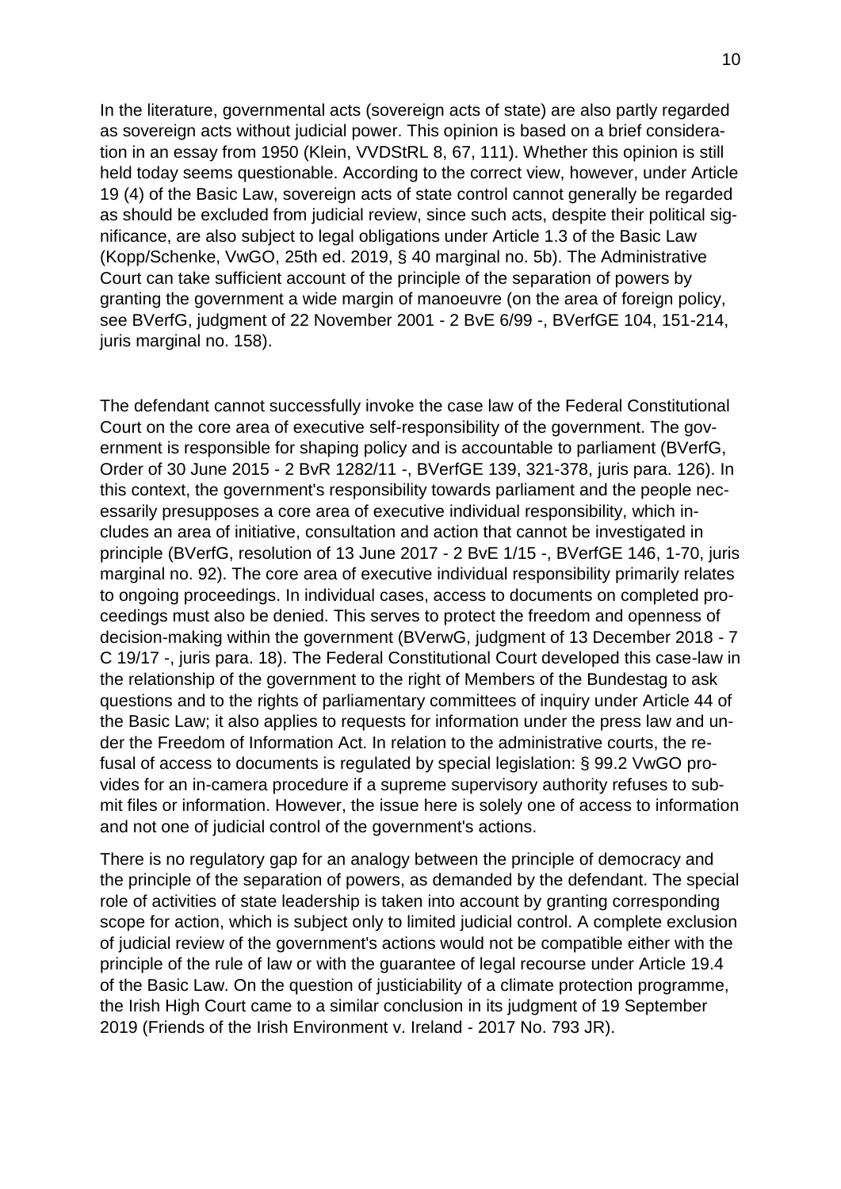In the literature, governmental acts (sovereign acts of state) are also partly regarded as sovereign acts without judicial power. This opinion is based on a brief consideration in an essay from 1950 (Klein, VVDStRL 8, 67, 111). Whether this opinion is still held today seems questionable. According to the correct view, however, under Article 19 (4) of the Basic Law, sovereign acts of state control cannot generally be regarded as should be excluded from judicial review, since such acts, despite their political significance, are also subject to legal obligations under Article 1.3 of the Basic Law (Kopp/Schenke, VwGO, 25th ed. 2019, § 40 marginal no. 5b). The Administrative Court can take sufficient account of the principle of the separation of powers by granting the government a wide margin of manoeuvre (on the area of foreign policy, see BVerfG, judgment of 22 November 2001 - 2 BvE 6/99 -, BVerfGE 104, 151-214, juris marginal no. 158).

The defendant cannot successfully invoke the case law of the Federal Constitutional Court on the core area of executive self-responsibility of the government. The government is responsible for shaping policy and is accountable to parliament (BVerfG, Order of 30 June 2015 - 2 BvR 1282/11 -, BVerfGE 139, 321-378, juris para. 126). In this context, the government's responsibility towards parliament and the people necessarily presupposes a core area of executive individual responsibility, which includes an area of initiative, consultation and action that cannot be investigated in principle (BVerfG, resolution of 13 June 2017 - 2 BvE 1/15 -, BVerfGE 146, 1-70, juris marginal no. 92). The core area of executive individual responsibility primarily relates to ongoing proceedings. In individual cases, access to documents on completed proceedings must also be denied. This serves to protect the freedom and openness of decision-making within the government (BVerwG, judgment of 13 December 2018 - 7 C 19/17 -, juris para. 18). The Federal Constitutional Court developed this case-law in the relationship of the government to the right of Members of the Bundestag to ask questions and to the rights of parliamentary committees of inquiry under Article 44 of the Basic Law; it also applies to requests for information under the press law and under the Freedom of Information Act. In relation to the administrative courts, the refusal of access to documents is regulated by special legislation: § 99.2 VwGO provides for an in-camera procedure if a supreme supervisory authority refuses to submit files or information. However, the issue here is solely one of access to information and not one of judicial control of the government's actions.

There is no regulatory gap for an analogy between the principle of democracy and the principle of the separation of powers, as demanded by the defendant. The special role of activities of state leadership is taken into account by granting corresponding scope for action, which is subject only to limited judicial control. A complete exclusion of judicial review of the government's actions would not be compatible either with the principle of the rule of law or with the guarantee of legal recourse under Article 19.4 of the Basic Law. On the question of justiciability of a climate protection programme, the Irish High Court came to a similar conclusion in its judgment of 19 September 2019 (Friends of the Irish Environment v. Ireland - 2017 No. 793 JR).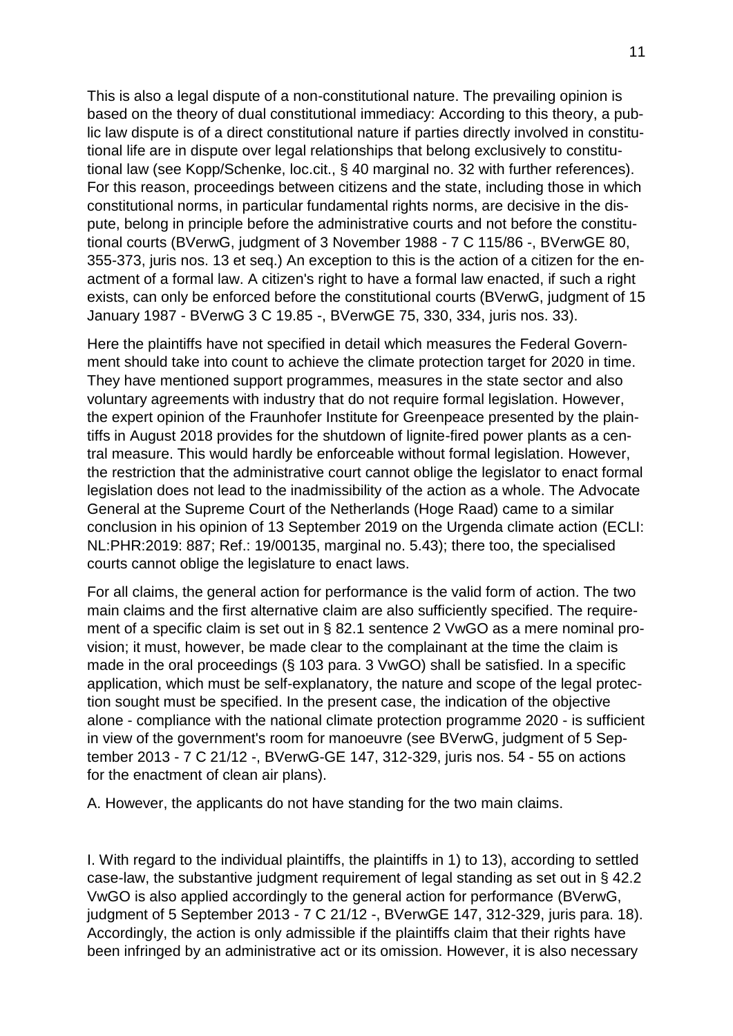This is also a legal dispute of a non-constitutional nature. The prevailing opinion is based on the theory of dual constitutional immediacy: According to this theory, a public law dispute is of a direct constitutional nature if parties directly involved in constitutional life are in dispute over legal relationships that belong exclusively to constitutional law (see Kopp/Schenke, loc.cit., § 40 marginal no. 32 with further references). For this reason, proceedings between citizens and the state, including those in which constitutional norms, in particular fundamental rights norms, are decisive in the dispute, belong in principle before the administrative courts and not before the constitutional courts (BVerwG, judgment of 3 November 1988 - 7 C 115/86 -, BVerwGE 80, 355-373, juris nos. 13 et seq.) An exception to this is the action of a citizen for the enactment of a formal law. A citizen's right to have a formal law enacted, if such a right exists, can only be enforced before the constitutional courts (BVerwG, judgment of 15 January 1987 - BVerwG 3 C 19.85 -, BVerwGE 75, 330, 334, juris nos. 33).

Here the plaintiffs have not specified in detail which measures the Federal Government should take into count to achieve the climate protection target for 2020 in time. They have mentioned support programmes, measures in the state sector and also voluntary agreements with industry that do not require formal legislation. However, the expert opinion of the Fraunhofer Institute for Greenpeace presented by the plaintiffs in August 2018 provides for the shutdown of lignite-fired power plants as a central measure. This would hardly be enforceable without formal legislation. However, the restriction that the administrative court cannot oblige the legislator to enact formal legislation does not lead to the inadmissibility of the action as a whole. The Advocate General at the Supreme Court of the Netherlands (Hoge Raad) came to a similar conclusion in his opinion of 13 September 2019 on the Urgenda climate action (ECLI: NL:PHR:2019: 887; Ref.: 19/00135, marginal no. 5.43); there too, the specialised courts cannot oblige the legislature to enact laws.

For all claims, the general action for performance is the valid form of action. The two main claims and the first alternative claim are also sufficiently specified. The requirement of a specific claim is set out in § 82.1 sentence 2 VwGO as a mere nominal provision; it must, however, be made clear to the complainant at the time the claim is made in the oral proceedings (§ 103 para. 3 VwGO) shall be satisfied. In a specific application, which must be self-explanatory, the nature and scope of the legal protection sought must be specified. In the present case, the indication of the objective alone - compliance with the national climate protection programme 2020 - is sufficient in view of the government's room for manoeuvre (see BVerwG, judgment of 5 September 2013 - 7 C 21/12 -, BVerwG-GE 147, 312-329, juris nos. 54 - 55 on actions for the enactment of clean air plans).

A. However, the applicants do not have standing for the two main claims.

I. With regard to the individual plaintiffs, the plaintiffs in 1) to 13), according to settled case-law, the substantive judgment requirement of legal standing as set out in § 42.2 VwGO is also applied accordingly to the general action for performance (BVerwG, judgment of 5 September 2013 - 7 C 21/12 -, BVerwGE 147, 312-329, juris para. 18). Accordingly, the action is only admissible if the plaintiffs claim that their rights have been infringed by an administrative act or its omission. However, it is also necessary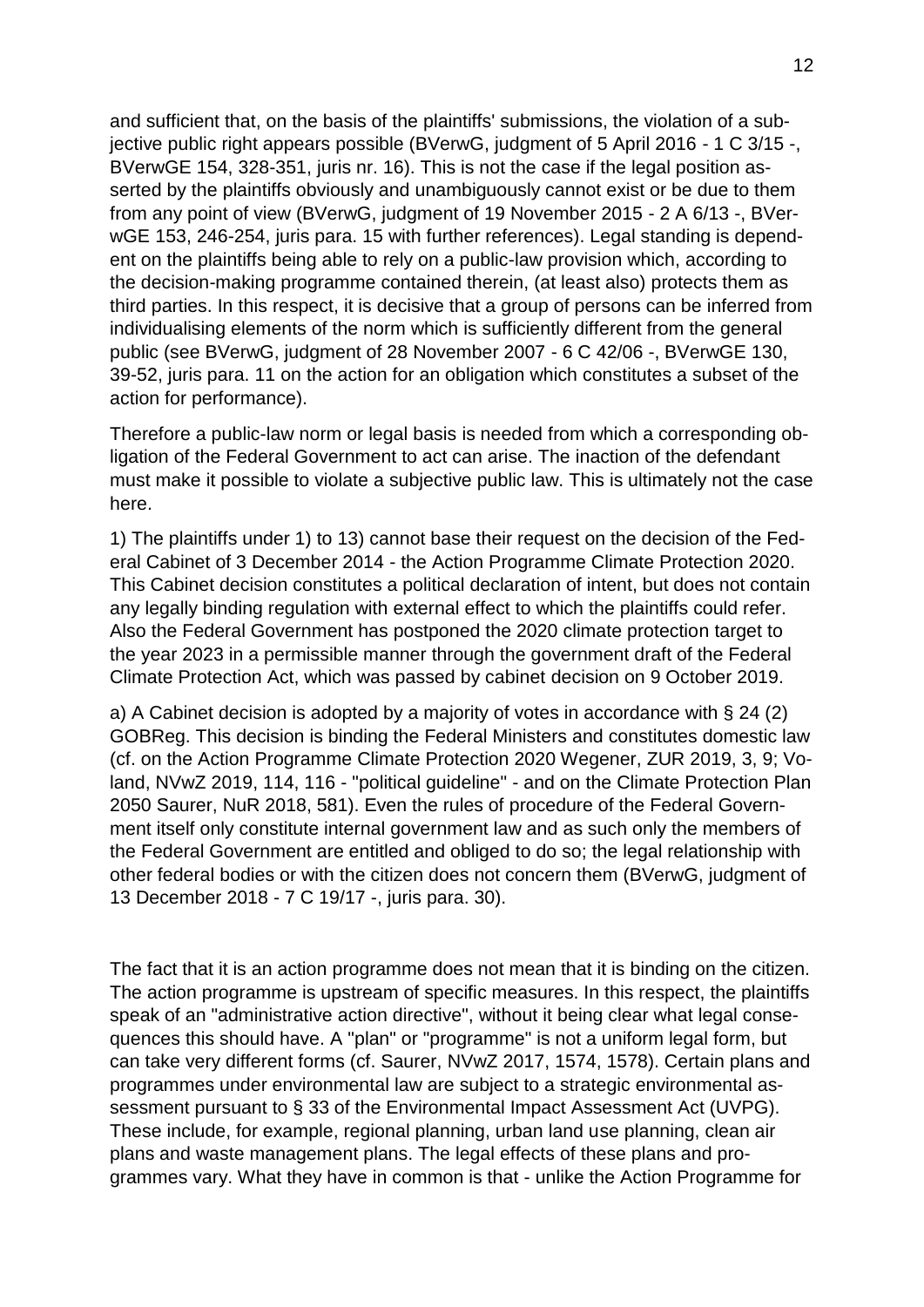and sufficient that, on the basis of the plaintiffs' submissions, the violation of a subjective public right appears possible (BVerwG, judgment of 5 April 2016 - 1 C 3/15 -, BVerwGE 154, 328-351, juris nr. 16). This is not the case if the legal position asserted by the plaintiffs obviously and unambiguously cannot exist or be due to them from any point of view (BVerwG, judgment of 19 November 2015 - 2 A 6/13 -, BVerwGE 153, 246-254, juris para. 15 with further references). Legal standing is dependent on the plaintiffs being able to rely on a public-law provision which, according to the decision-making programme contained therein, (at least also) protects them as third parties. In this respect, it is decisive that a group of persons can be inferred from individualising elements of the norm which is sufficiently different from the general public (see BVerwG, judgment of 28 November 2007 - 6 C 42/06 -, BVerwGE 130, 39-52, juris para. 11 on the action for an obligation which constitutes a subset of the action for performance).

Therefore a public-law norm or legal basis is needed from which a corresponding obligation of the Federal Government to act can arise. The inaction of the defendant must make it possible to violate a subjective public law. This is ultimately not the case here.

1) The plaintiffs under 1) to 13) cannot base their request on the decision of the Federal Cabinet of 3 December 2014 - the Action Programme Climate Protection 2020. This Cabinet decision constitutes a political declaration of intent, but does not contain any legally binding regulation with external effect to which the plaintiffs could refer. Also the Federal Government has postponed the 2020 climate protection target to the year 2023 in a permissible manner through the government draft of the Federal Climate Protection Act, which was passed by cabinet decision on 9 October 2019.

a) A Cabinet decision is adopted by a majority of votes in accordance with § 24 (2) GOBReg. This decision is binding the Federal Ministers and constitutes domestic law (cf. on the Action Programme Climate Protection 2020 Wegener, ZUR 2019, 3, 9; Voland, NVwZ 2019, 114, 116 - "political guideline" - and on the Climate Protection Plan 2050 Saurer, NuR 2018, 581). Even the rules of procedure of the Federal Government itself only constitute internal government law and as such only the members of the Federal Government are entitled and obliged to do so; the legal relationship with other federal bodies or with the citizen does not concern them (BVerwG, judgment of 13 December 2018 - 7 C 19/17 -, juris para. 30).

The fact that it is an action programme does not mean that it is binding on the citizen. The action programme is upstream of specific measures. In this respect, the plaintiffs speak of an "administrative action directive", without it being clear what legal consequences this should have. A "plan" or "programme" is not a uniform legal form, but can take very different forms (cf. Saurer, NVwZ 2017, 1574, 1578). Certain plans and programmes under environmental law are subject to a strategic environmental assessment pursuant to § 33 of the Environmental Impact Assessment Act (UVPG). These include, for example, regional planning, urban land use planning, clean air plans and waste management plans. The legal effects of these plans and programmes vary. What they have in common is that - unlike the Action Programme for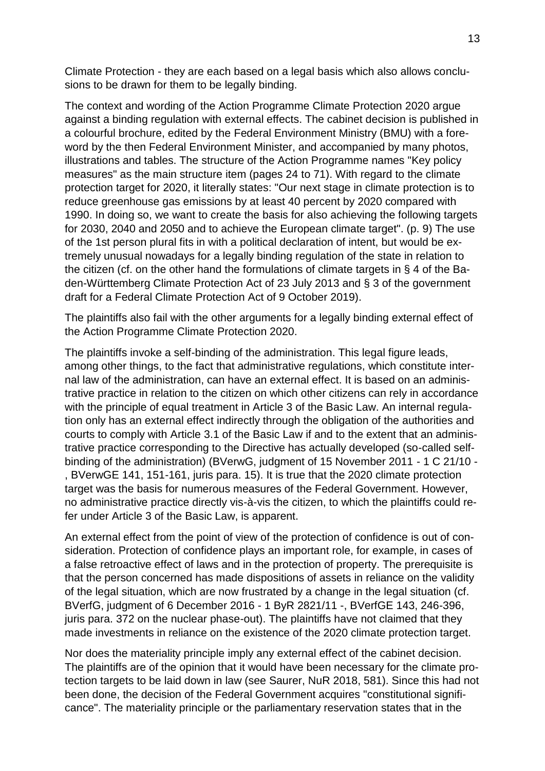Climate Protection - they are each based on a legal basis which also allows conclusions to be drawn for them to be legally binding.

The context and wording of the Action Programme Climate Protection 2020 argue against a binding regulation with external effects. The cabinet decision is published in a colourful brochure, edited by the Federal Environment Ministry (BMU) with a foreword by the then Federal Environment Minister, and accompanied by many photos, illustrations and tables. The structure of the Action Programme names "Key policy measures" as the main structure item (pages 24 to 71). With regard to the climate protection target for 2020, it literally states: "Our next stage in climate protection is to reduce greenhouse gas emissions by at least 40 percent by 2020 compared with 1990. In doing so, we want to create the basis for also achieving the following targets for 2030, 2040 and 2050 and to achieve the European climate target". (p. 9) The use of the 1st person plural fits in with a political declaration of intent, but would be extremely unusual nowadays for a legally binding regulation of the state in relation to the citizen (cf. on the other hand the formulations of climate targets in § 4 of the Baden-Württemberg Climate Protection Act of 23 July 2013 and § 3 of the government draft for a Federal Climate Protection Act of 9 October 2019).

The plaintiffs also fail with the other arguments for a legally binding external effect of the Action Programme Climate Protection 2020.

The plaintiffs invoke a self-binding of the administration. This legal figure leads, among other things, to the fact that administrative regulations, which constitute internal law of the administration, can have an external effect. It is based on an administrative practice in relation to the citizen on which other citizens can rely in accordance with the principle of equal treatment in Article 3 of the Basic Law. An internal regulation only has an external effect indirectly through the obligation of the authorities and courts to comply with Article 3.1 of the Basic Law if and to the extent that an administrative practice corresponding to the Directive has actually developed (so-called self-binding of the administration) (BVerwG, judgment of 15 November 2011 - 1 C 21/10 - , BVerwGE 141, 151-161, juris para. 15). It is true that the 2020 climate protection target was the basis for numerous measures of the Federal Government. However, no administrative practice directly vis-à-vis the citizen, to which the plaintiffs could refer under Article 3 of the Basic Law, is apparent.

An external effect from the point of view of the protection of confidence is out of consideration. Protection of confidence plays an important role, for example, in cases of a false retroactive effect of laws and in the protection of property. The prerequisite is that the person concerned has made dispositions of assets in reliance on the validity of the legal situation, which are now frustrated by a change in the legal situation (cf. BVerfG, judgment of 6 December 2016 - 1 ByR 2821/11 -, BVerfGE 143, 246-396, juris para. 372 on the nuclear phase-out). The plaintiffs have not claimed that they made investments in reliance on the existence of the 2020 climate protection target.

Nor does the materiality principle imply any external effect of the cabinet decision. The plaintiffs are of the opinion that it would have been necessary for the climate protection targets to be laid down in law (see Saurer, NuR 2018, 581). Since this had not been done, the decision of the Federal Government acquires "constitutional significance". The materiality principle or the parliamentary reservation states that in the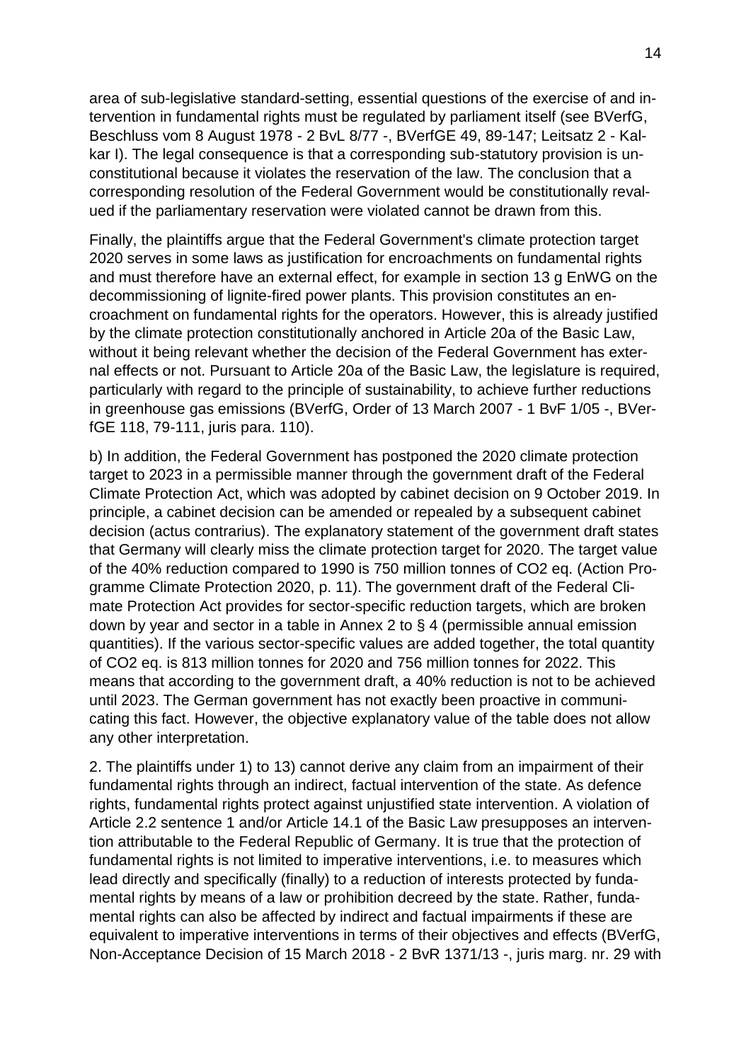area of sub-legislative standard-setting, essential questions of the exercise of and intervention in fundamental rights must be regulated by parliament itself (see BVerfG, Beschluss vom 8 August 1978 - 2 BvL 8/77 -, BVerfGE 49, 89-147; Leitsatz 2 - Kalkar I). The legal consequence is that a corresponding sub-statutory provision is unconstitutional because it violates the reservation of the law. The conclusion that a corresponding resolution of the Federal Government would be constitutionally revalued if the parliamentary reservation were violated cannot be drawn from this.

Finally, the plaintiffs argue that the Federal Government's climate protection target 2020 serves in some laws as justification for encroachments on fundamental rights and must therefore have an external effect, for example in section 13 g EnWG on the decommissioning of lignite-fired power plants. This provision constitutes an encroachment on fundamental rights for the operators. However, this is already justified by the climate protection constitutionally anchored in Article 20a of the Basic Law, without it being relevant whether the decision of the Federal Government has external effects or not. Pursuant to Article 20a of the Basic Law, the legislature is required, particularly with regard to the principle of sustainability, to achieve further reductions in greenhouse gas emissions (BVerfG, Order of 13 March 2007 - 1 BvF 1/05 -, BVerfGE 118, 79-111, juris para. 110).

b) In addition, the Federal Government has postponed the 2020 climate protection target to 2023 in a permissible manner through the government draft of the Federal Climate Protection Act, which was adopted by cabinet decision on 9 October 2019. In principle, a cabinet decision can be amended or repealed by a subsequent cabinet decision (actus contrarius). The explanatory statement of the government draft states that Germany will clearly miss the climate protection target for 2020. The target value of the 40% reduction compared to 1990 is 750 million tonnes of $CO_2$ eq. (Action Programme Climate Protection 2020, p. 11). The government draft of the Federal Climate Protection Act provides for sector-specific reduction targets, which are broken down by year and sector in a table in Annex 2 to § 4 (permissible annual emission quantities). If the various sector-specific values are added together, the total quantity of $CO_2$ eq. is 813 million tonnes for 2020 and 756 million tonnes for 2022. This means that according to the government draft, a 40% reduction is not to be achieved until 2023. The German government has not exactly been proactive in communicating this fact. However, the objective explanatory value of the table does not allow any other interpretation.

2. The plaintiffs under 1) to 13) cannot derive any claim from an impairment of their fundamental rights through an indirect, factual intervention of the state. As defence rights, fundamental rights protect against unjustified state intervention. A violation of Article 2.2 sentence 1 and/or Article 14.1 of the Basic Law presupposes an intervention attributable to the Federal Republic of Germany. It is true that the protection of fundamental rights is not limited to imperative interventions, i.e. to measures which lead directly and specifically (finally) to a reduction of interests protected by fundamental rights by means of a law or prohibition decreed by the state. Rather, fundamental rights can also be affected by indirect and factual impairments if these are equivalent to imperative interventions in terms of their objectives and effects (BVerfG, Non-Acceptance Decision of 15 March 2018 - 2 BvR 1371/13 -, juris marg. nr. 29 with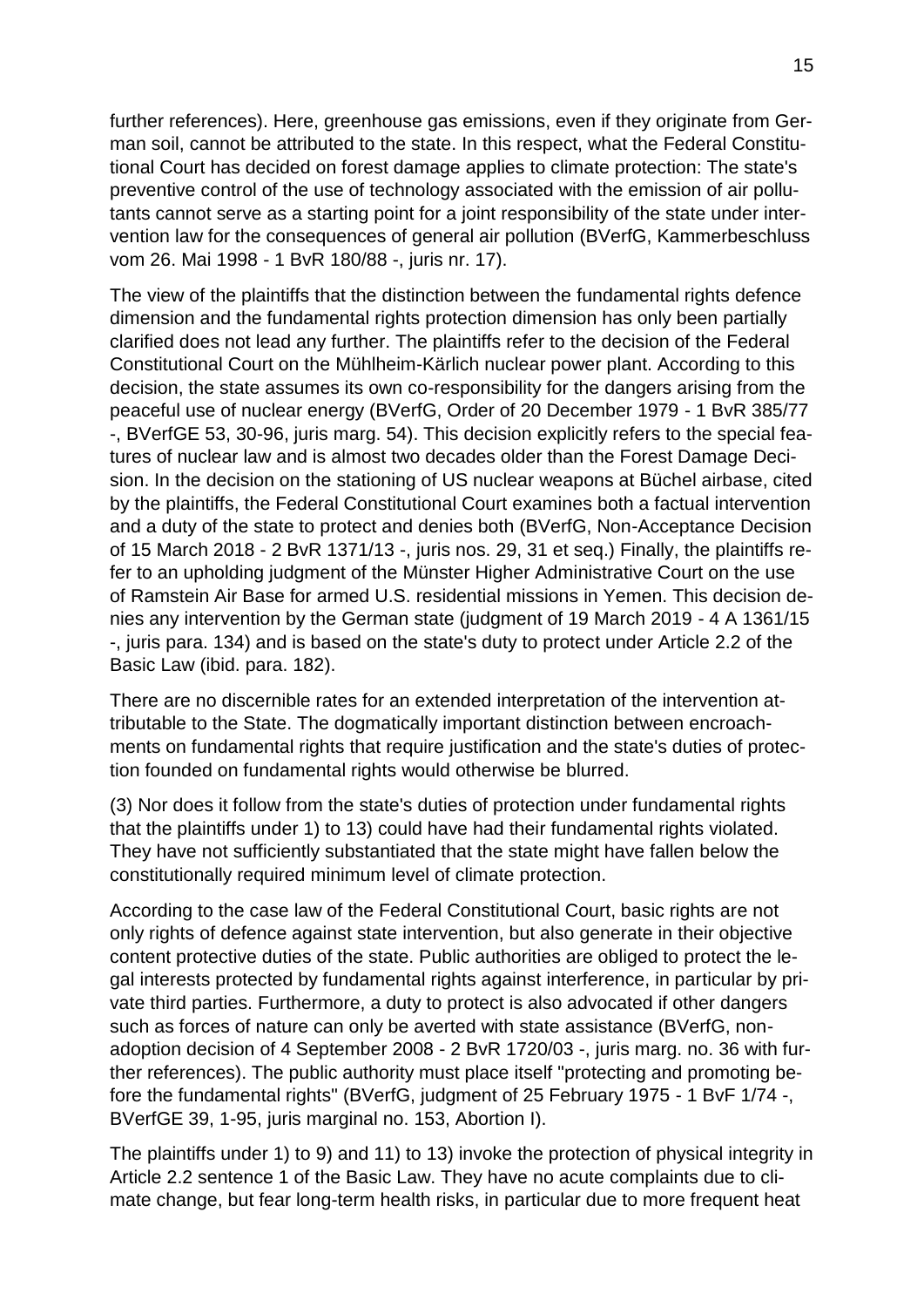further references). Here, greenhouse gas emissions, even if they originate from German soil, cannot be attributed to the state. In this respect, what the Federal Constitutional Court has decided on forest damage applies to climate protection: The state's preventive control of the use of technology associated with the emission of air pollutants cannot serve as a starting point for a joint responsibility of the state under intervention law for the consequences of general air pollution (BVerfG, Kammerbeschluss vom 26. Mai 1998 - 1 BvR 180/88 -, juris nr. 17).

The view of the plaintiffs that the distinction between the fundamental rights defence dimension and the fundamental rights protection dimension has only been partially clarified does not lead any further. The plaintiffs refer to the decision of the Federal Constitutional Court on the Mühlheim-Kärlich nuclear power plant. According to this decision, the state assumes its own co-responsibility for the dangers arising from the peaceful use of nuclear energy (BVerfG, Order of 20 December 1979 - 1 BvR 385/77 -, BVerfGE 53, 30-96, juris marg. 54). This decision explicitly refers to the special features of nuclear law and is almost two decades older than the Forest Damage Decision. In the decision on the stationing of US nuclear weapons at Büchel airbase, cited by the plaintiffs, the Federal Constitutional Court examines both a factual intervention and a duty of the state to protect and denies both (BVerfG, Non-Acceptance Decision of 15 March 2018 - 2 BvR 1371/13 -, juris nos. 29, 31 et seq.) Finally, the plaintiffs refer to an upholding judgment of the Münster Higher Administrative Court on the use of Ramstein Air Base for armed U.S. residential missions in Yemen. This decision denies any intervention by the German state (judgment of 19 March 2019 - 4 A 1361/15 -, juris para. 134) and is based on the state's duty to protect under Article 2.2 of the Basic Law (ibid. para. 182).

There are no discernible rates for an extended interpretation of the intervention attributable to the State. The dogmatically important distinction between encroachments on fundamental rights that require justification and the state's duties of protection founded on fundamental rights would otherwise be blurred.

(3) Nor does it follow from the state's duties of protection under fundamental rights that the plaintiffs under 1) to 13) could have had their fundamental rights violated. They have not sufficiently substantiated that the state might have fallen below the constitutionally required minimum level of climate protection.

According to the case law of the Federal Constitutional Court, basic rights are not only rights of defence against state intervention, but also generate in their objective content protective duties of the state. Public authorities are obliged to protect the legal interests protected by fundamental rights against interference, in particular by private third parties. Furthermore, a duty to protect is also advocated if other dangers such as forces of nature can only be averted with state assistance (BVerfG, non-adoption decision of 4 September 2008 - 2 BvR 1720/03 -, juris marg. no. 36 with further references). The public authority must place itself "protecting and promoting before the fundamental rights" (BVerfG, judgment of 25 February 1975 - 1 BvF 1/74 -, BVerfGE 39, 1-95, juris marginal no. 153, Abortion I).

The plaintiffs under 1) to 9) and 11) to 13) invoke the protection of physical integrity in Article 2.2 sentence 1 of the Basic Law. They have no acute complaints due to climate change, but fear long-term health risks, in particular due to more frequent heat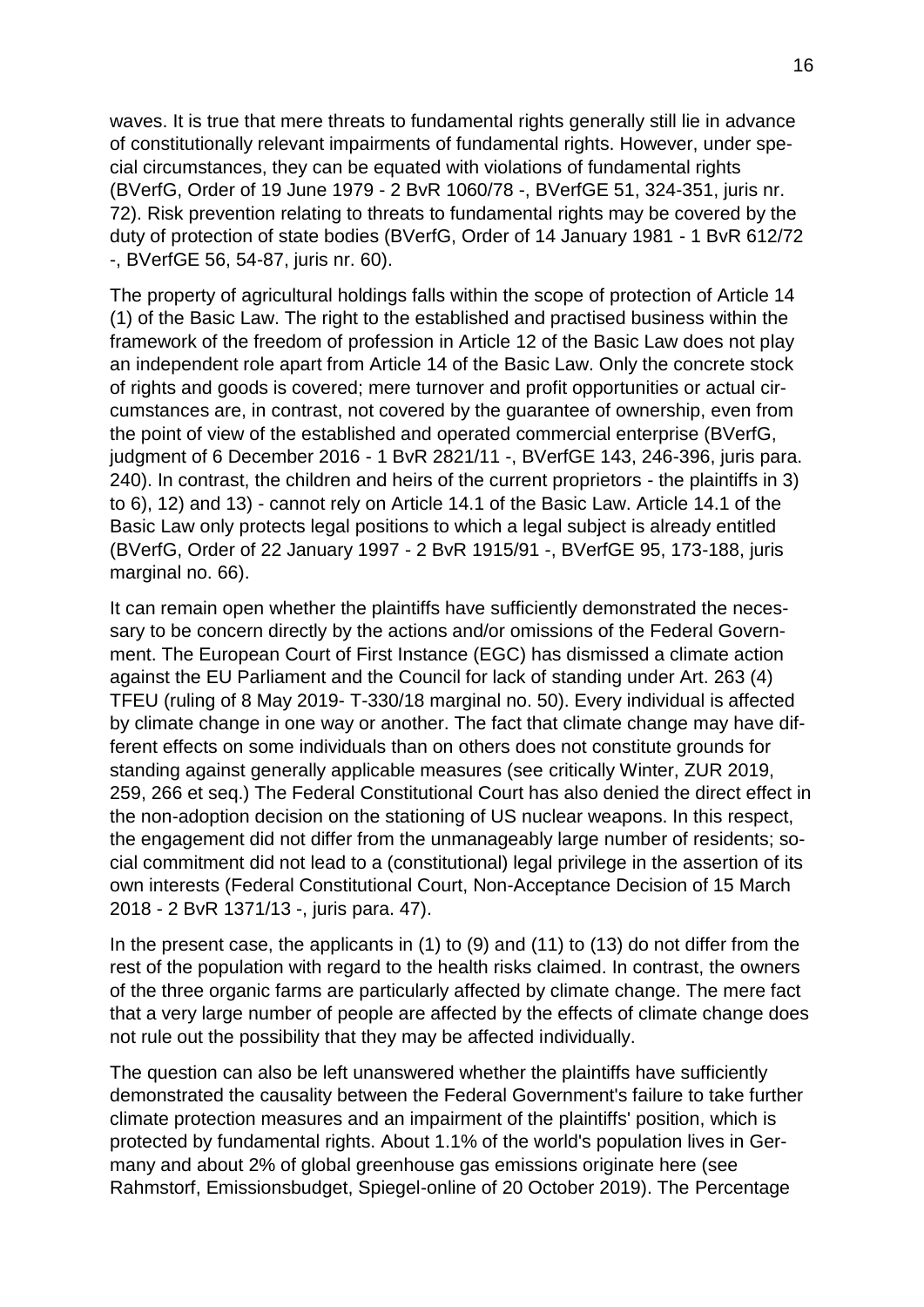waves. It is true that mere threats to fundamental rights generally still lie in advance of constitutionally relevant impairments of fundamental rights. However, under special circumstances, they can be equated with violations of fundamental rights (BVerfG, Order of 19 June 1979 - 2 BvR 1060/78 -, BVerfGE 51, 324-351, juris nr. 72). Risk prevention relating to threats to fundamental rights may be covered by the duty of protection of state bodies (BVerfG, Order of 14 January 1981 - 1 BvR 612/72 -, BVerfGE 56, 54-87, juris nr. 60).

The property of agricultural holdings falls within the scope of protection of Article 14 (1) of the Basic Law. The right to the established and practised business within the framework of the freedom of profession in Article 12 of the Basic Law does not play an independent role apart from Article 14 of the Basic Law. Only the concrete stock of rights and goods is covered; mere turnover and profit opportunities or actual circumstances are, in contrast, not covered by the guarantee of ownership, even from the point of view of the established and operated commercial enterprise (BVerfG, judgment of 6 December 2016 - 1 BvR 2821/11 -, BVerfGE 143, 246-396, juris para. 240). In contrast, the children and heirs of the current proprietors - the plaintiffs in 3) to 6), 12) and 13) - cannot rely on Article 14.1 of the Basic Law. Article 14.1 of the Basic Law only protects legal positions to which a legal subject is already entitled (BVerfG, Order of 22 January 1997 - 2 BvR 1915/91 -, BVerfGE 95, 173-188, juris marginal no. 66).

It can remain open whether the plaintiffs have sufficiently demonstrated the necessary to be concern directly by the actions and/or omissions of the Federal Government. The European Court of First Instance (EGC) has dismissed a climate action against the EU Parliament and the Council for lack of standing under Art. 263 (4) TFEU (ruling of 8 May 2019- T-330/18 marginal no. 50). Every individual is affected by climate change in one way or another. The fact that climate change may have different effects on some individuals than on others does not constitute grounds for standing against generally applicable measures (see critically Winter, ZUR 2019, 259, 266 et seq.) The Federal Constitutional Court has also denied the direct effect in the non-adoption decision on the stationing of US nuclear weapons. In this respect, the engagement did not differ from the unmanageably large number of residents; social commitment did not lead to a (constitutional) legal privilege in the assertion of its own interests (Federal Constitutional Court, Non-Acceptance Decision of 15 March 2018 - 2 BvR 1371/13 -, juris para. 47).

In the present case, the applicants in (1) to (9) and (11) to (13) do not differ from the rest of the population with regard to the health risks claimed. In contrast, the owners of the three organic farms are particularly affected by climate change. The mere fact that a very large number of people are affected by the effects of climate change does not rule out the possibility that they may be affected individually.

The question can also be left unanswered whether the plaintiffs have sufficiently demonstrated the causality between the Federal Government's failure to take further climate protection measures and an impairment of the plaintiffs' position, which is protected by fundamental rights. About 1.1% of the world's population lives in Germany and about 2% of global greenhouse gas emissions originate here (see Rahmstorf, Emissionsbudget, Spiegel-online of 20 October 2019). The Percentage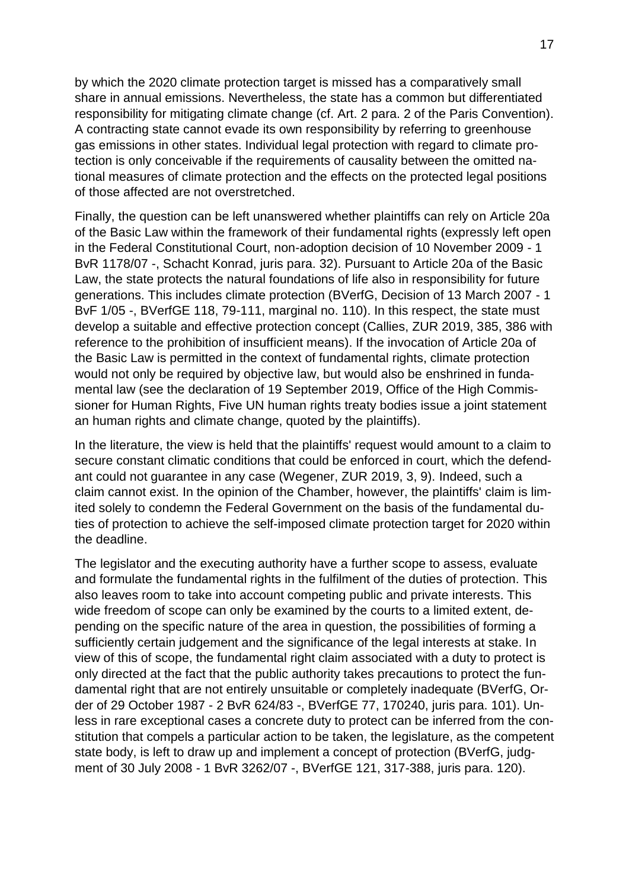by which the 2020 climate protection target is missed has a comparatively small share in annual emissions. Nevertheless, the state has a common but differentiated responsibility for mitigating climate change (cf. Art. 2 para. 2 of the Paris Convention). A contracting state cannot evade its own responsibility by referring to greenhouse gas emissions in other states. Individual legal protection with regard to climate protection is only conceivable if the requirements of causality between the omitted national measures of climate protection and the effects on the protected legal positions of those affected are not overstretched.

Finally, the question can be left unanswered whether plaintiffs can rely on Article 20a of the Basic Law within the framework of their fundamental rights (expressly left open in the Federal Constitutional Court, non-adoption decision of 10 November 2009 - 1 BvR 1178/07 -, Schacht Konrad, juris para. 32). Pursuant to Article 20a of the Basic Law, the state protects the natural foundations of life also in responsibility for future generations. This includes climate protection (BVerfG, Decision of 13 March 2007 - 1 BvF 1/05 -, BVerfGE 118, 79-111, marginal no. 110). In this respect, the state must develop a suitable and effective protection concept (Callies, ZUR 2019, 385, 386 with reference to the prohibition of insufficient means). If the invocation of Article 20a of the Basic Law is permitted in the context of fundamental rights, climate protection would not only be required by objective law, but would also be enshrined in fundamental law (see the declaration of 19 September 2019, Office of the High Commissioner for Human Rights, Five UN human rights treaty bodies issue a joint statement an human rights and climate change, quoted by the plaintiffs).

In the literature, the view is held that the plaintiffs' request would amount to a claim to secure constant climatic conditions that could be enforced in court, which the defendant could not guarantee in any case (Wegener, ZUR 2019, 3, 9). Indeed, such a claim cannot exist. In the opinion of the Chamber, however, the plaintiffs' claim is limited solely to condemn the Federal Government on the basis of the fundamental duties of protection to achieve the self-imposed climate protection target for 2020 within the deadline.

The legislator and the executing authority have a further scope to assess, evaluate and formulate the fundamental rights in the fulfilment of the duties of protection. This also leaves room to take into account competing public and private interests. This wide freedom of scope can only be examined by the courts to a limited extent, depending on the specific nature of the area in question, the possibilities of forming a sufficiently certain judgement and the significance of the legal interests at stake. In view of this of scope, the fundamental right claim associated with a duty to protect is only directed at the fact that the public authority takes precautions to protect the fundamental right that are not entirely unsuitable or completely inadequate (BVerfG, Order of 29 October 1987 - 2 BvR 624/83 -, BVerfGE 77, 170240, juris para. 101). Unless in rare exceptional cases a concrete duty to protect can be inferred from the constitution that compels a particular action to be taken, the legislature, as the competent state body, is left to draw up and implement a concept of protection (BVerfG, judgment of 30 July 2008 - 1 BvR 3262/07 -, BVerfGE 121, 317-388, juris para. 120).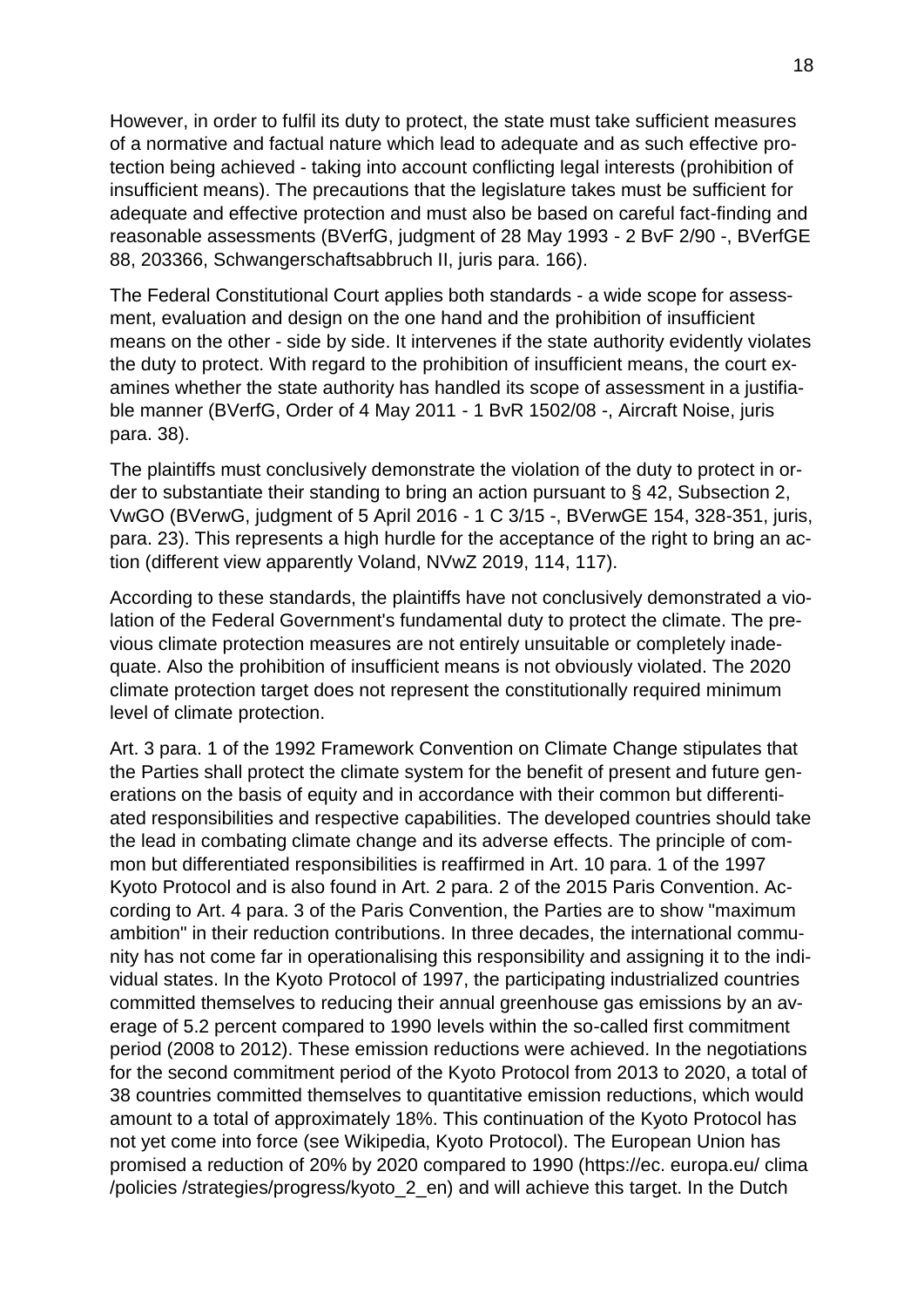However, in order to fulfil its duty to protect, the state must take sufficient measures of a normative and factual nature which lead to adequate and as such effective protection being achieved - taking into account conflicting legal interests (prohibition of insufficient means). The precautions that the legislature takes must be sufficient for adequate and effective protection and must also be based on careful fact-finding and reasonable assessments (BVerfG, judgment of 28 May 1993 - 2 BvF 2/90 -, BVerfGE 88, 203366, Schwangerschaftsabbruch II, juris para. 166).

The Federal Constitutional Court applies both standards - a wide scope for assessment, evaluation and design on the one hand and the prohibition of insufficient means on the other - side by side. It intervenes if the state authority evidently violates the duty to protect. With regard to the prohibition of insufficient means, the court examines whether the state authority has handled its scope of assessment in a justifiable manner (BVerfG, Order of 4 May 2011 - 1 BvR 1502/08 -, Aircraft Noise, juris para. 38).

The plaintiffs must conclusively demonstrate the violation of the duty to protect in order to substantiate their standing to bring an action pursuant to § 42, Subsection 2, VwGO (BVerwG, judgment of 5 April 2016 - 1 C 3/15 -, BVerwGE 154, 328-351, juris, para. 23). This represents a high hurdle for the acceptance of the right to bring an action (different view apparently Voland, NVwZ 2019, 114, 117).

According to these standards, the plaintiffs have not conclusively demonstrated a violation of the Federal Government's fundamental duty to protect the climate. The previous climate protection measures are not entirely unsuitable or completely inadequate. Also the prohibition of insufficient means is not obviously violated. The 2020 climate protection target does not represent the constitutionally required minimum level of climate protection.

Art. 3 para. 1 of the 1992 Framework Convention on Climate Change stipulates that the Parties shall protect the climate system for the benefit of present and future generations on the basis of equity and in accordance with their common but differentiated responsibilities and respective capabilities. The developed countries should take the lead in combating climate change and its adverse effects. The principle of common but differentiated responsibilities is reaffirmed in Art. 10 para. 1 of the 1997 Kyoto Protocol and is also found in Art. 2 para. 2 of the 2015 Paris Convention. According to Art. 4 para. 3 of the Paris Convention, the Parties are to show "maximum ambition" in their reduction contributions. In three decades, the international community has not come far in operationalising this responsibility and assigning it to the individual states. In the Kyoto Protocol of 1997, the participating industrialized countries committed themselves to reducing their annual greenhouse gas emissions by an average of 5.2 percent compared to 1990 levels within the so-called first commitment period (2008 to 2012). These emission reductions were achieved. In the negotiations for the second commitment period of the Kyoto Protocol from 2013 to 2020, a total of 38 countries committed themselves to quantitative emission reductions, which would amount to a total of approximately 18%. This continuation of the Kyoto Protocol has not yet come into force (see Wikipedia, Kyoto Protocol). The European Union has promised a reduction of 20% by 2020 compared to 1990 (https://ec. europa.eu/ clima /policies /strategies/progress/kyoto_2_en) and will achieve this target. In the Dutch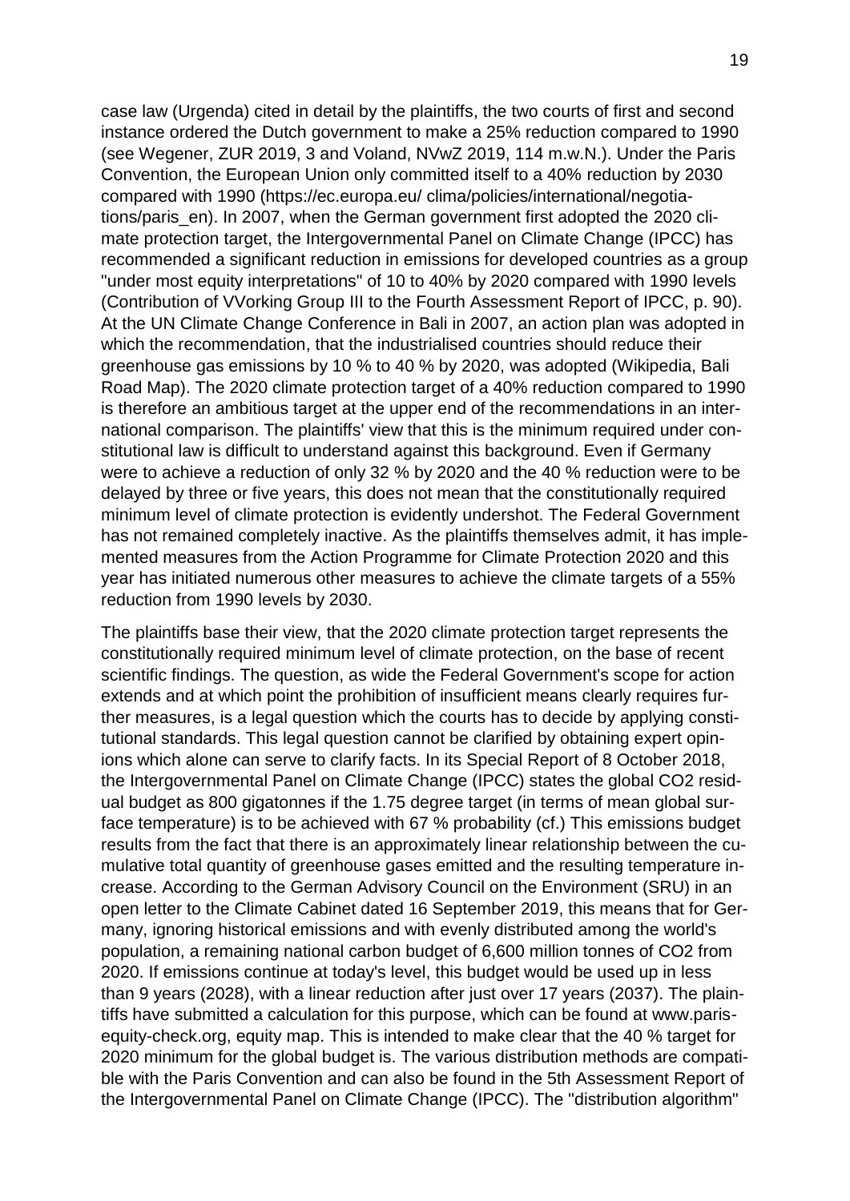case law (Urgenda) cited in detail by the plaintiffs, the two courts of first and second instance ordered the Dutch government to make a 25% reduction compared to 1990 (see Wegener, ZUR 2019, 3 and Voland, NVwZ 2019, 114 m.w.N.). Under the Paris Convention, the European Union only committed itself to a 40% reduction by 2030 compared with 1990 (https://ec.europa.eu/ clima/policies/international/negotiations/paris_en). In 2007, when the German government first adopted the 2020 climate protection target, the Intergovernmental Panel on Climate Change (IPCC) has recommended a significant reduction in emissions for developed countries as a group "under most equity interpretations" of 10 to 40% by 2020 compared with 1990 levels (Contribution of VVorking Group III to the Fourth Assessment Report of IPCC, p. 90). At the UN Climate Change Conference in Bali in 2007, an action plan was adopted in which the recommendation, that the industrialised countries should reduce their greenhouse gas emissions by 10 % to 40 % by 2020, was adopted (Wikipedia, Bali Road Map). The 2020 climate protection target of a 40% reduction compared to 1990 is therefore an ambitious target at the upper end of the recommendations in an international comparison. The plaintiffs' view that this is the minimum required under constitutional law is difficult to understand against this background. Even if Germany were to achieve a reduction of only 32 % by 2020 and the 40 % reduction were to be delayed by three or five years, this does not mean that the constitutionally required minimum level of climate protection is evidently undershot. The Federal Government has not remained completely inactive. As the plaintiffs themselves admit, it has implemented measures from the Action Programme for Climate Protection 2020 and this year has initiated numerous other measures to achieve the climate targets of a 55% reduction from 1990 levels by 2030.

The plaintiffs base their view, that the 2020 climate protection target represents the constitutionally required minimum level of climate protection, on the base of recent scientific findings. The question, as wide the Federal Government's scope for action extends and at which point the prohibition of insufficient means clearly requires further measures, is a legal question which the courts has to decide by applying constitutional standards. This legal question cannot be clarified by obtaining expert opinions which alone can serve to clarify facts. In its Special Report of 8 October 2018, the Intergovernmental Panel on Climate Change (IPCC) states the global $CO_2$ residual budget as 800 gigatonnes if the 1.75 degree target (in terms of mean global surface temperature) is to be achieved with 67 % probability (cf.) This emissions budget results from the fact that there is an approximately linear relationship between the cumulative total quantity of greenhouse gases emitted and the resulting temperature increase. According to the German Advisory Council on the Environment (SRU) in an open letter to the Climate Cabinet dated 16 September 2019, this means that for Germany, ignoring historical emissions and with evenly distributed among the world's population, a remaining national carbon budget of 6,600 million tonnes of $CO_2$ from 2020. If emissions continue at today's level, this budget would be used up in less than 9 years (2028), with a linear reduction after just over 17 years (2037). The plaintiffs have submitted a calculation for this purpose, which can be found at www.paris-equity-check.org, equity map. This is intended to make clear that the 40 % target for 2020 minimum for the global budget is. The various distribution methods are compatible with the Paris Convention and can also be found in the 5th Assessment Report of the Intergovernmental Panel on Climate Change (IPCC). The "distribution algorithm"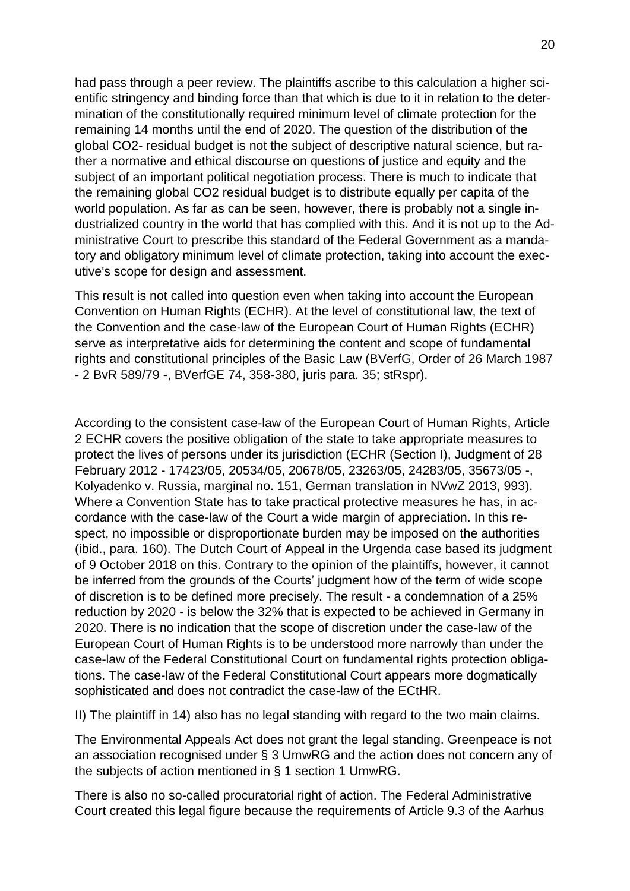had pass through a peer review. The plaintiffs ascribe to this calculation a higher scientific stringency and binding force than that which is due to it in relation to the determination of the constitutionally required minimum level of climate protection for the remaining 14 months until the end of 2020. The question of the distribution of the global CO2- residual budget is not the subject of descriptive natural science, but rather a normative and ethical discourse on questions of justice and equity and the subject of an important political negotiation process. There is much to indicate that the remaining global CO2 residual budget is to distribute equally per capita of the world population. As far as can be seen, however, there is probably not a single industrialized country in the world that has complied with this. And it is not up to the Administrative Court to prescribe this standard of the Federal Government as a mandatory and obligatory minimum level of climate protection, taking into account the executive's scope for design and assessment.

This result is not called into question even when taking into account the European Convention on Human Rights (ECHR). At the level of constitutional law, the text of the Convention and the case-law of the European Court of Human Rights (ECHR) serve as interpretative aids for determining the content and scope of fundamental rights and constitutional principles of the Basic Law (BVerfG, Order of 26 March 1987 - 2 BvR 589/79 -, BVerfGE 74, 358-380, juris para. 35; stRspr).

According to the consistent case-law of the European Court of Human Rights, Article 2 ECHR covers the positive obligation of the state to take appropriate measures to protect the lives of persons under its jurisdiction (ECHR (Section I), Judgment of 28 February 2012 - 17423/05, 20534/05, 20678/05, 23263/05, 24283/05, 35673/05 -, Kolyadenko v. Russia, marginal no. 151, German translation in NVwZ 2013, 993). Where a Convention State has to take practical protective measures he has, in accordance with the case-law of the Court a wide margin of appreciation. In this respect, no impossible or disproportionate burden may be imposed on the authorities (ibid., para. 160). The Dutch Court of Appeal in the Urgenda case based its judgment of 9 October 2018 on this. Contrary to the opinion of the plaintiffs, however, it cannot be inferred from the grounds of the Courts' judgment how of the term of wide scope of discretion is to be defined more precisely. The result - a condemnation of a 25% reduction by 2020 - is below the 32% that is expected to be achieved in Germany in 2020. There is no indication that the scope of discretion under the case-law of the European Court of Human Rights is to be understood more narrowly than under the case-law of the Federal Constitutional Court on fundamental rights protection obligations. The case-law of the Federal Constitutional Court appears more dogmatically sophisticated and does not contradict the case-law of the ECtHR.

II) The plaintiff in 14) also has no legal standing with regard to the two main claims.

The Environmental Appeals Act does not grant the legal standing. Greenpeace is not an association recognised under § 3 UmwRG and the action does not concern any of the subjects of action mentioned in § 1 section 1 UmwRG.

There is also no so-called procuratorial right of action. The Federal Administrative Court created this legal figure because the requirements of Article 9.3 of the Aarhus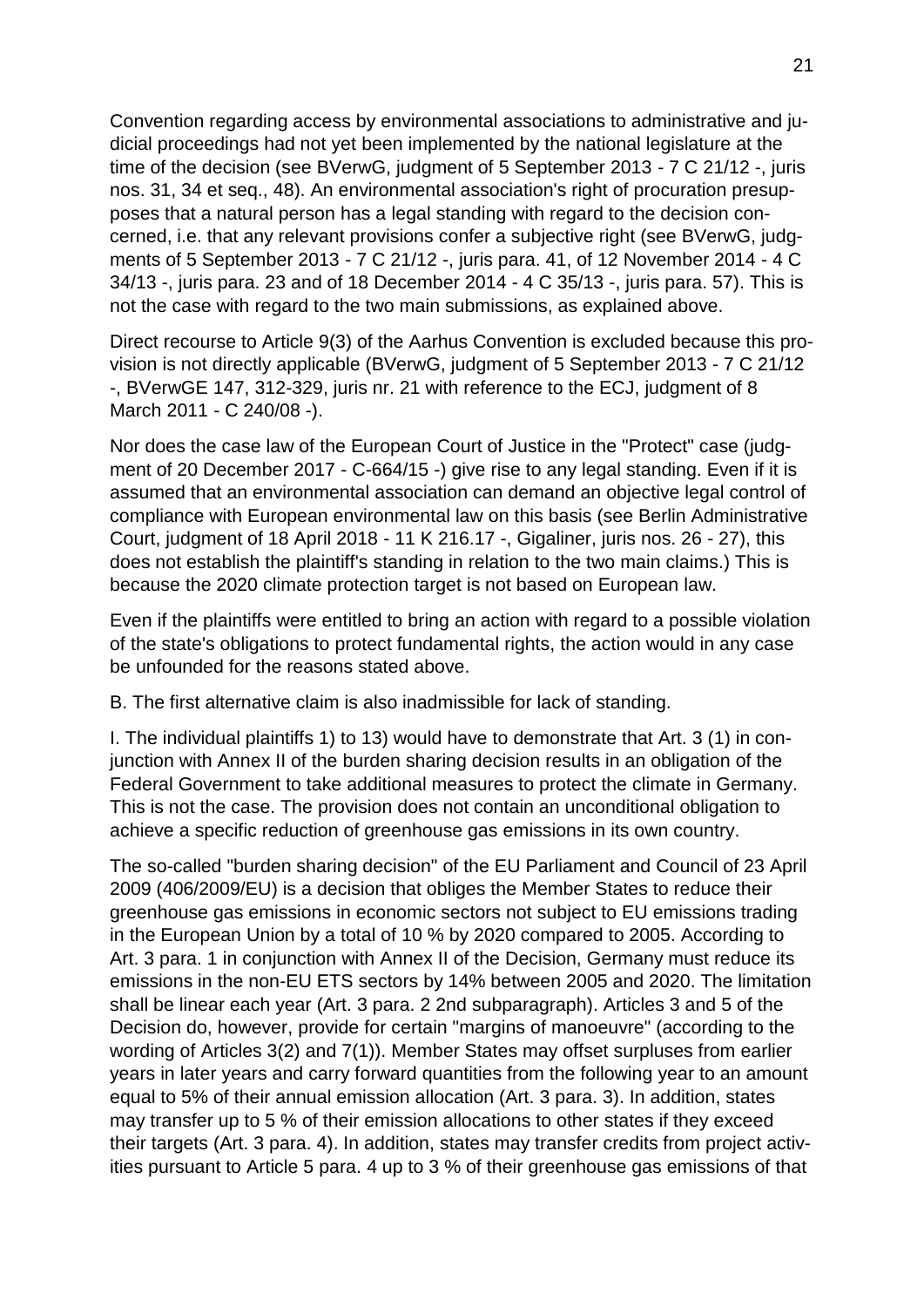Convention regarding access by environmental associations to administrative and judicial proceedings had not yet been implemented by the national legislature at the time of the decision (see BVerwG, judgment of 5 September 2013 - 7 C 21/12 -, juris nos. 31, 34 et seq., 48). An environmental association's right of procuration presupposes that a natural person has a legal standing with regard to the decision concerned, i.e. that any relevant provisions confer a subjective right (see BVerwG, judgments of 5 September 2013 - 7 C 21/12 -, juris para. 41, of 12 November 2014 - 4 C 34/13 -, juris para. 23 and of 18 December 2014 - 4 C 35/13 -, juris para. 57). This is not the case with regard to the two main submissions, as explained above.

Direct recourse to Article 9(3) of the Aarhus Convention is excluded because this provision is not directly applicable (BVerwG, judgment of 5 September 2013 - 7 C 21/12 -, BVerwGE 147, 312-329, juris nr. 21 with reference to the ECJ, judgment of 8 March 2011 - C 240/08 -).

Nor does the case law of the European Court of Justice in the "Protect" case (judgment of 20 December 2017 - C-664/15 -) give rise to any legal standing. Even if it is assumed that an environmental association can demand an objective legal control of compliance with European environmental law on this basis (see Berlin Administrative Court, judgment of 18 April 2018 - 11 K 216.17 -, Gigaliner, juris nos. 26 - 27), this does not establish the plaintiff's standing in relation to the two main claims.) This is because the 2020 climate protection target is not based on European law.

Even if the plaintiffs were entitled to bring an action with regard to a possible violation of the state's obligations to protect fundamental rights, the action would in any case be unfounded for the reasons stated above.

B. The first alternative claim is also inadmissible for lack of standing.

I. The individual plaintiffs 1) to 13) would have to demonstrate that Art. 3 (1) in conjunction with Annex II of the burden sharing decision results in an obligation of the Federal Government to take additional measures to protect the climate in Germany. This is not the case. The provision does not contain an unconditional obligation to achieve a specific reduction of greenhouse gas emissions in its own country.

The so-called "burden sharing decision" of the EU Parliament and Council of 23 April 2009 (406/2009/EU) is a decision that obliges the Member States to reduce their greenhouse gas emissions in economic sectors not subject to EU emissions trading in the European Union by a total of 10 % by 2020 compared to 2005. According to Art. 3 para. 1 in conjunction with Annex II of the Decision, Germany must reduce its emissions in the non-EU ETS sectors by 14% between 2005 and 2020. The limitation shall be linear each year (Art. 3 para. 2 2nd subparagraph). Articles 3 and 5 of the Decision do, however, provide for certain "margins of manoeuvre" (according to the wording of Articles 3(2) and 7(1)). Member States may offset surpluses from earlier years in later years and carry forward quantities from the following year to an amount equal to 5% of their annual emission allocation (Art. 3 para. 3). In addition, states may transfer up to 5 % of their emission allocations to other states if they exceed their targets (Art. 3 para. 4). In addition, states may transfer credits from project activities pursuant to Article 5 para. 4 up to 3 % of their greenhouse gas emissions of that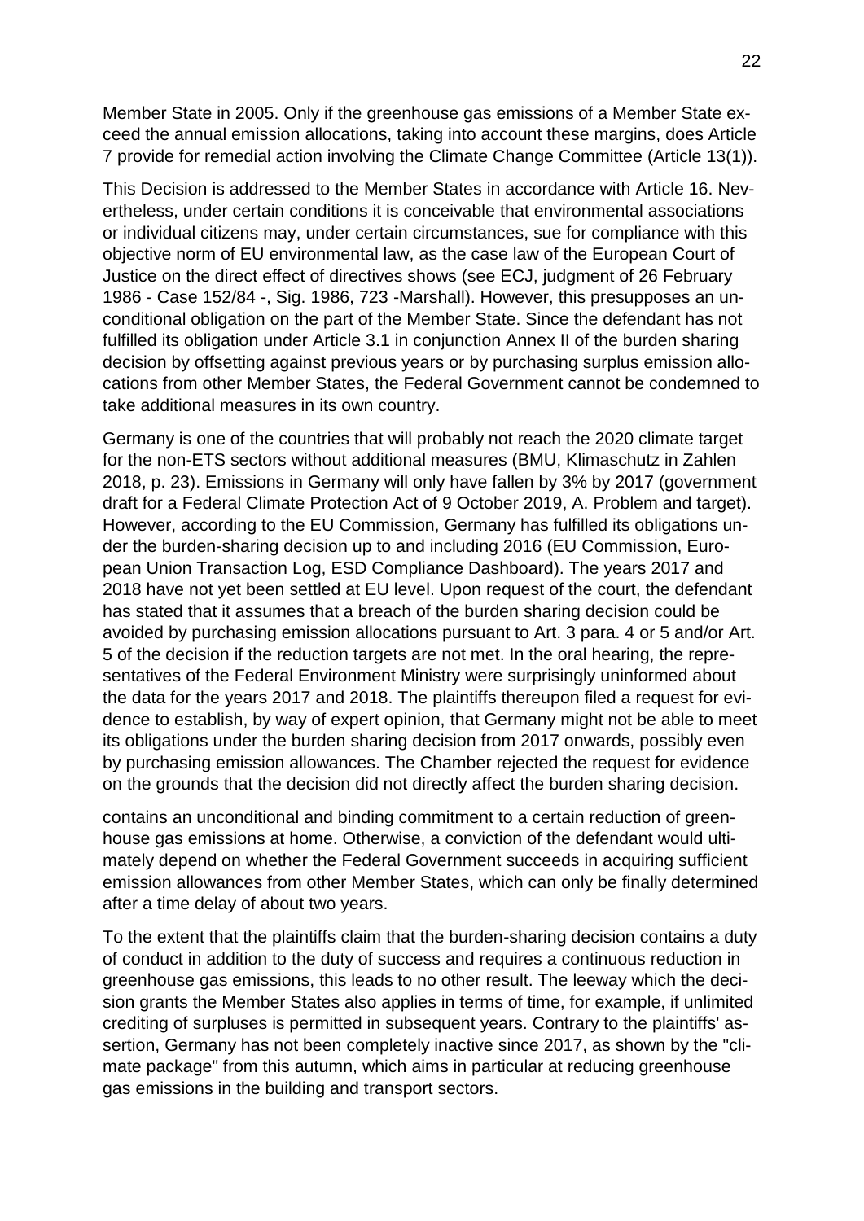Member State in 2005. Only if the greenhouse gas emissions of a Member State exceed the annual emission allocations, taking into account these margins, does Article 7 provide for remedial action involving the Climate Change Committee (Article 13(1)).

This Decision is addressed to the Member States in accordance with Article 16. Nevertheless, under certain conditions it is conceivable that environmental associations or individual citizens may, under certain circumstances, sue for compliance with this objective norm of EU environmental law, as the case law of the European Court of Justice on the direct effect of directives shows (see ECJ, judgment of 26 February 1986 - Case 152/84 -, Sig. 1986, 723 -Marshall). However, this presupposes an unconditional obligation on the part of the Member State. Since the defendant has not fulfilled its obligation under Article 3.1 in conjunction Annex II of the burden sharing decision by offsetting against previous years or by purchasing surplus emission allocations from other Member States, the Federal Government cannot be condemned to take additional measures in its own country.

Germany is one of the countries that will probably not reach the 2020 climate target for the non-ETS sectors without additional measures (BMU, Klimaschutz in Zahlen 2018, p. 23). Emissions in Germany will only have fallen by 3% by 2017 (government draft for a Federal Climate Protection Act of 9 October 2019, A. Problem and target). However, according to the EU Commission, Germany has fulfilled its obligations under the burden-sharing decision up to and including 2016 (EU Commission, European Union Transaction Log, ESD Compliance Dashboard). The years 2017 and 2018 have not yet been settled at EU level. Upon request of the court, the defendant has stated that it assumes that a breach of the burden sharing decision could be avoided by purchasing emission allocations pursuant to Art. 3 para. 4 or 5 and/or Art. 5 of the decision if the reduction targets are not met. In the oral hearing, the representatives of the Federal Environment Ministry were surprisingly uninformed about the data for the years 2017 and 2018. The plaintiffs thereupon filed a request for evidence to establish, by way of expert opinion, that Germany might not be able to meet its obligations under the burden sharing decision from 2017 onwards, possibly even by purchasing emission allowances. The Chamber rejected the request for evidence on the grounds that the decision did not directly affect the burden sharing decision.

contains an unconditional and binding commitment to a certain reduction of greenhouse gas emissions at home. Otherwise, a conviction of the defendant would ultimately depend on whether the Federal Government succeeds in acquiring sufficient emission allowances from other Member States, which can only be finally determined after a time delay of about two years.

To the extent that the plaintiffs claim that the burden-sharing decision contains a duty of conduct in addition to the duty of success and requires a continuous reduction in greenhouse gas emissions, this leads to no other result. The leeway which the decision grants the Member States also applies in terms of time, for example, if unlimited crediting of surpluses is permitted in subsequent years. Contrary to the plaintiffs' assertion, Germany has not been completely inactive since 2017, as shown by the "climate package" from this autumn, which aims in particular at reducing greenhouse gas emissions in the building and transport sectors.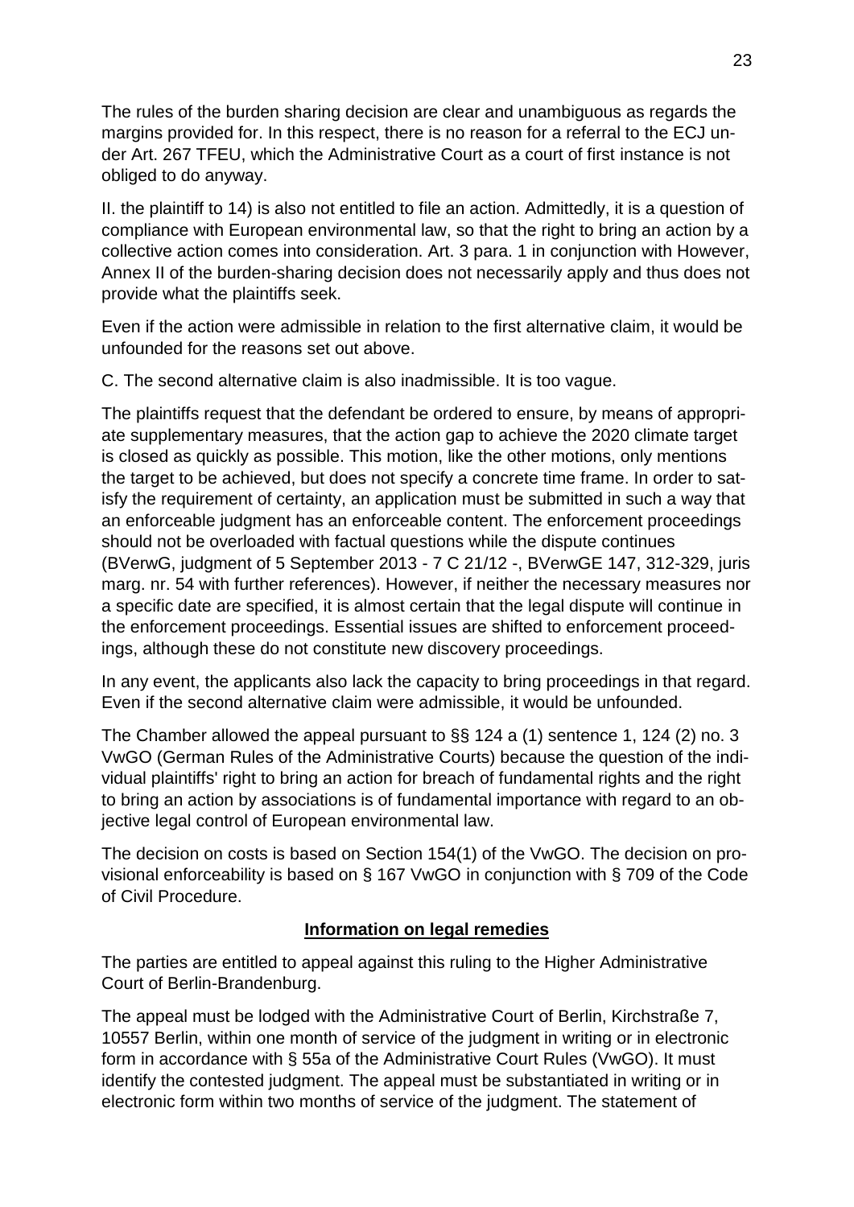The rules of the burden sharing decision are clear and unambiguous as regards the margins provided for. In this respect, there is no reason for a referral to the ECJ under Art. 267 TFEU, which the Administrative Court as a court of first instance is not obliged to do anyway.

II. the plaintiff to 14) is also not entitled to file an action. Admittedly, it is a question of compliance with European environmental law, so that the right to bring an action by a collective action comes into consideration. Art. 3 para. 1 in conjunction with However, Annex II of the burden-sharing decision does not necessarily apply and thus does not provide what the plaintiffs seek.

Even if the action were admissible in relation to the first alternative claim, it would be unfounded for the reasons set out above.

C. The second alternative claim is also inadmissible. It is too vague.

The plaintiffs request that the defendant be ordered to ensure, by means of appropriate supplementary measures, that the action gap to achieve the 2020 climate target is closed as quickly as possible. This motion, like the other motions, only mentions the target to be achieved, but does not specify a concrete time frame. In order to satisfy the requirement of certainty, an application must be submitted in such a way that an enforceable judgment has an enforceable content. The enforcement proceedings should not be overloaded with factual questions while the dispute continues (BVerwG, judgment of 5 September 2013 - 7 C 21/12 -, BVerwGE 147, 312-329, juris marg. nr. 54 with further references). However, if neither the necessary measures nor a specific date are specified, it is almost certain that the legal dispute will continue in the enforcement proceedings. Essential issues are shifted to enforcement proceedings, although these do not constitute new discovery proceedings.

In any event, the applicants also lack the capacity to bring proceedings in that regard. Even if the second alternative claim were admissible, it would be unfounded.

The Chamber allowed the appeal pursuant to §§ 124 a (1) sentence 1, 124 (2) no. 3 VwGO (German Rules of the Administrative Courts) because the question of the individual plaintiffs' right to bring an action for breach of fundamental rights and the right to bring an action by associations is of fundamental importance with regard to an objective legal control of European environmental law.

The decision on costs is based on Section 154(1) of the VwGO. The decision on provisional enforceability is based on § 167 VwGO in conjunction with § 709 of the Code of Civil Procedure.

## Information on legal remedies

The parties are entitled to appeal against this ruling to the Higher Administrative Court of Berlin-Brandenburg.

The appeal must be lodged with the Administrative Court of Berlin, Kirchstraße 7, 10557 Berlin, within one month of service of the judgment in writing or in electronic form in accordance with § 55a of the Administrative Court Rules (VwGO). It must identify the contested judgment. The appeal must be substantiated in writing or in electronic form within two months of service of the judgment. The statement of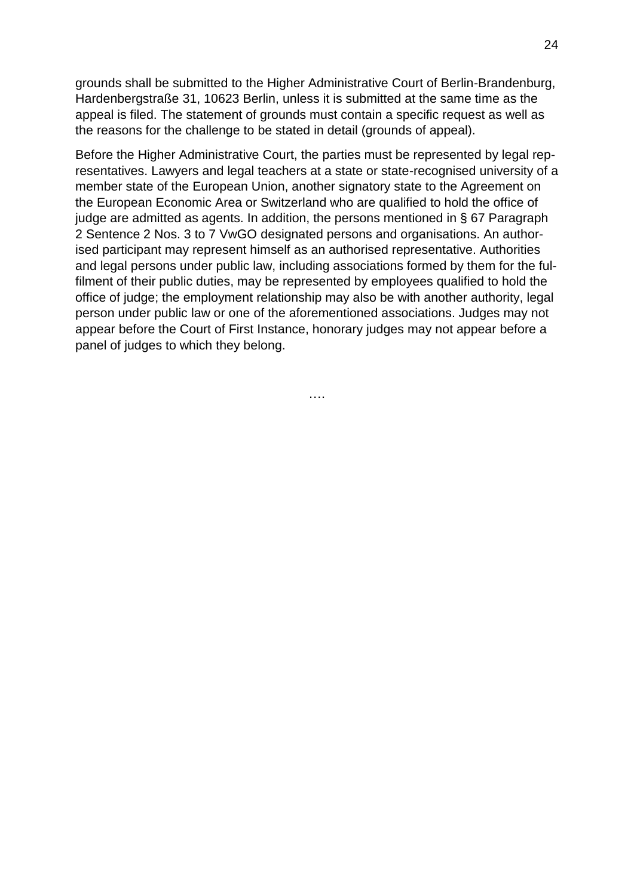grounds shall be submitted to the Higher Administrative Court of Berlin-Brandenburg, Hardenbergstraße 31, 10623 Berlin, unless it is submitted at the same time as the appeal is filed. The statement of grounds must contain a specific request as well as the reasons for the challenge to be stated in detail (grounds of appeal).

Before the Higher Administrative Court, the parties must be represented by legal representatives. Lawyers and legal teachers at a state or state-recognised university of a member state of the European Union, another signatory state to the Agreement on the European Economic Area or Switzerland who are qualified to hold the office of judge are admitted as agents. In addition, the persons mentioned in § 67 Paragraph 2 Sentence 2 Nos. 3 to 7 VwGO designated persons and organisations. An authorised participant may represent himself as an authorised representative. Authorities and legal persons under public law, including associations formed by them for the fulfilment of their public duties, may be represented by employees qualified to hold the office of judge; the employment relationship may also be with another authority, legal person under public law or one of the aforementioned associations. Judges may not appear before the Court of First Instance, honorary judges may not appear before a panel of judges to which they belong.

….